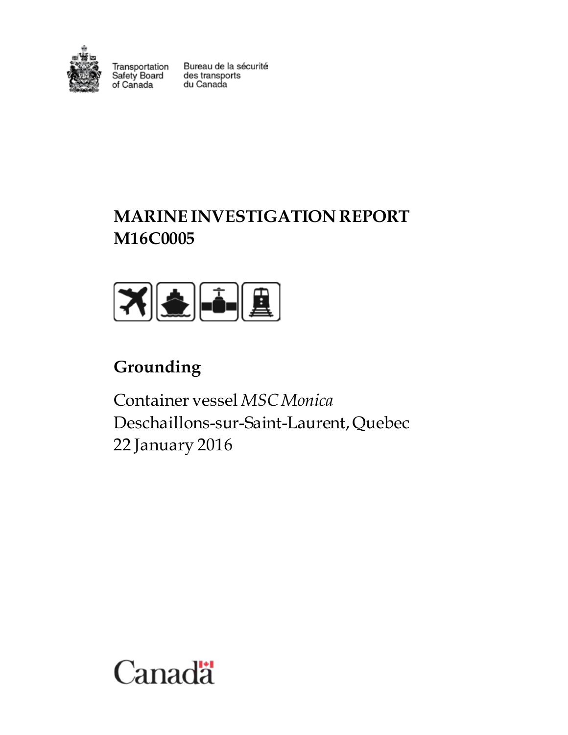Transportation Safety Board of Canada / Bureau de la sécurité des transports du Canada

# MARINE INVESTIGATION REPORT M16C0005

## Grounding

Container vessel *MSC Monica*
Deschaillons-sur-Saint-Laurent, Quebec
22 January 2016

Canada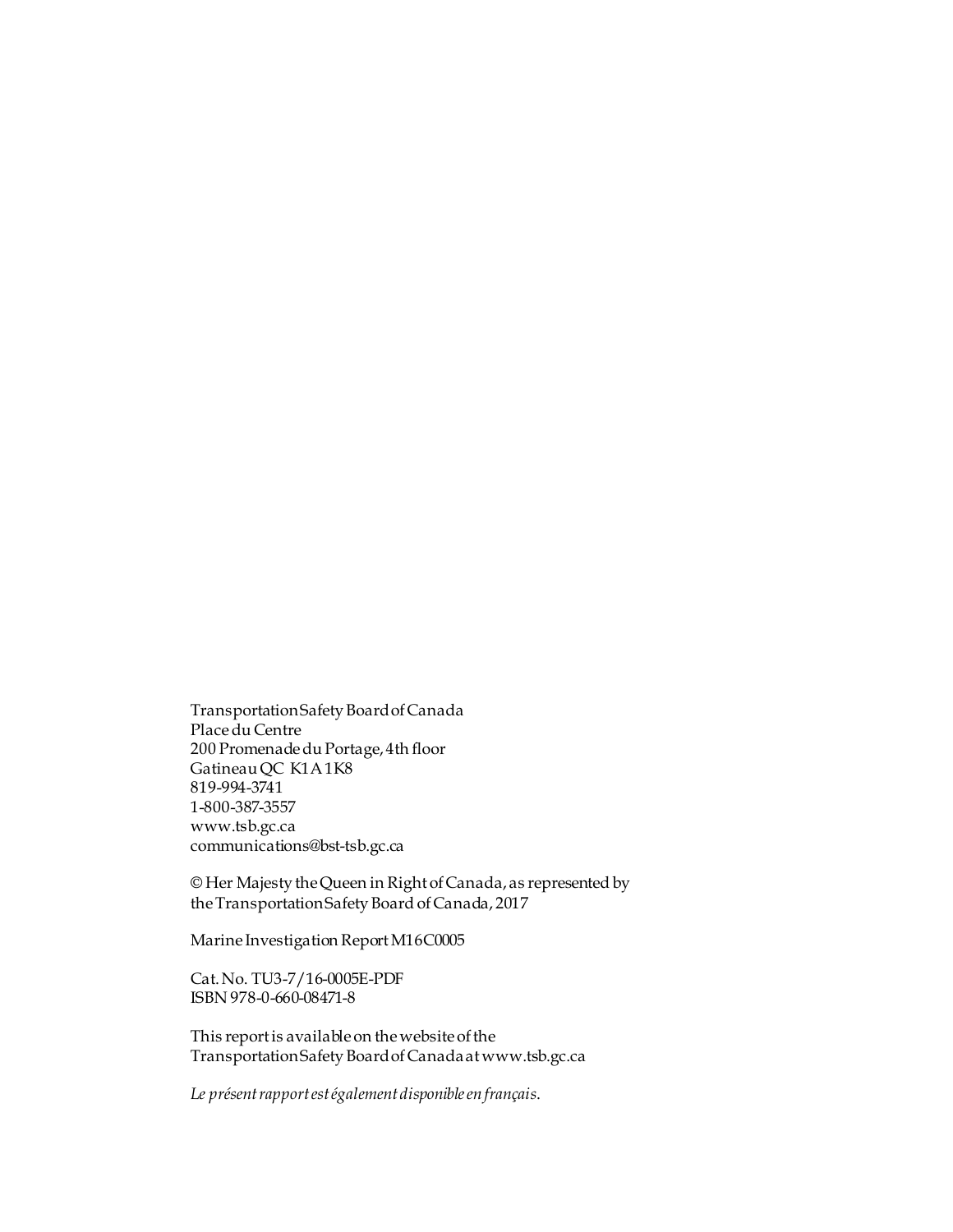Transportation Safety Board of Canada
Place du Centre
200 Promenade du Portage, 4th floor
Gatineau QC K1A 1K8
819-994-3741
1-800-387-3557
www.tsb.gc.ca
communications@bst-tsb.gc.ca

© Her Majesty the Queen in Right of Canada, as represented by the Transportation Safety Board of Canada, 2017

Marine Investigation Report M16C0005

Cat. No. TU3-7/16-0005E-PDF
ISBN 978-0-660-08471-8

This report is available on the website of the Transportation Safety Board of Canada at www.tsb.gc.ca

*Le présent rapport est également disponible en français.*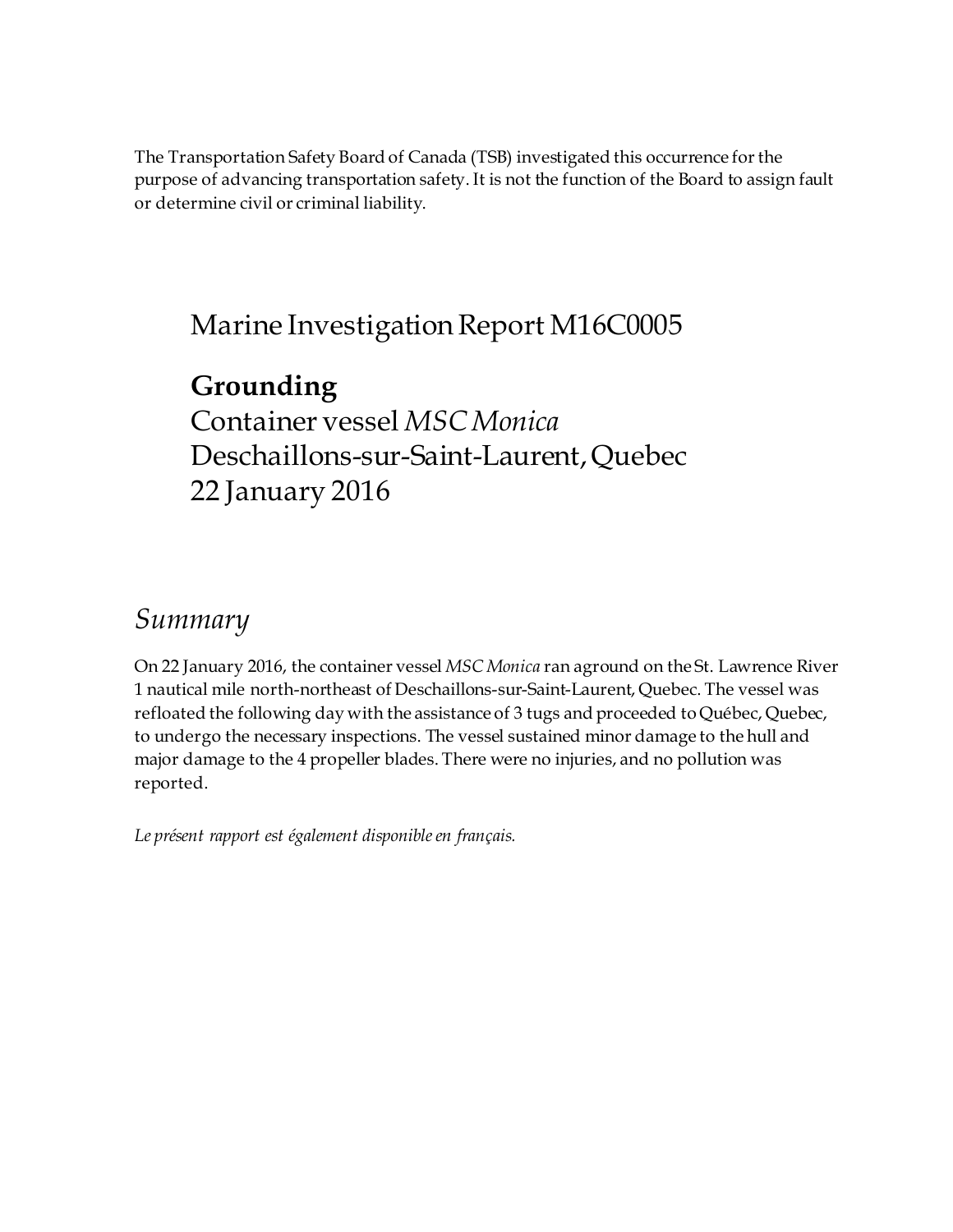The Transportation Safety Board of Canada (TSB) investigated this occurrence for the purpose of advancing transportation safety. It is not the function of the Board to assign fault or determine civil or criminal liability.

# Marine Investigation Report M16C0005

## **Grounding**
Container vessel *MSC Monica*
Deschaillons-sur-Saint-Laurent, Quebec
22 January 2016

## *Summary*

On 22 January 2016, the container vessel *MSC Monica* ran aground on the St. Lawrence River 1 nautical mile north-northeast of Deschaillons-sur-Saint-Laurent, Quebec. The vessel was refloated the following day with the assistance of 3 tugs and proceeded to Québec, Quebec, to undergo the necessary inspections. The vessel sustained minor damage to the hull and major damage to the 4 propeller blades. There were no injuries, and no pollution was reported.

*Le présent rapport est également disponible en français.*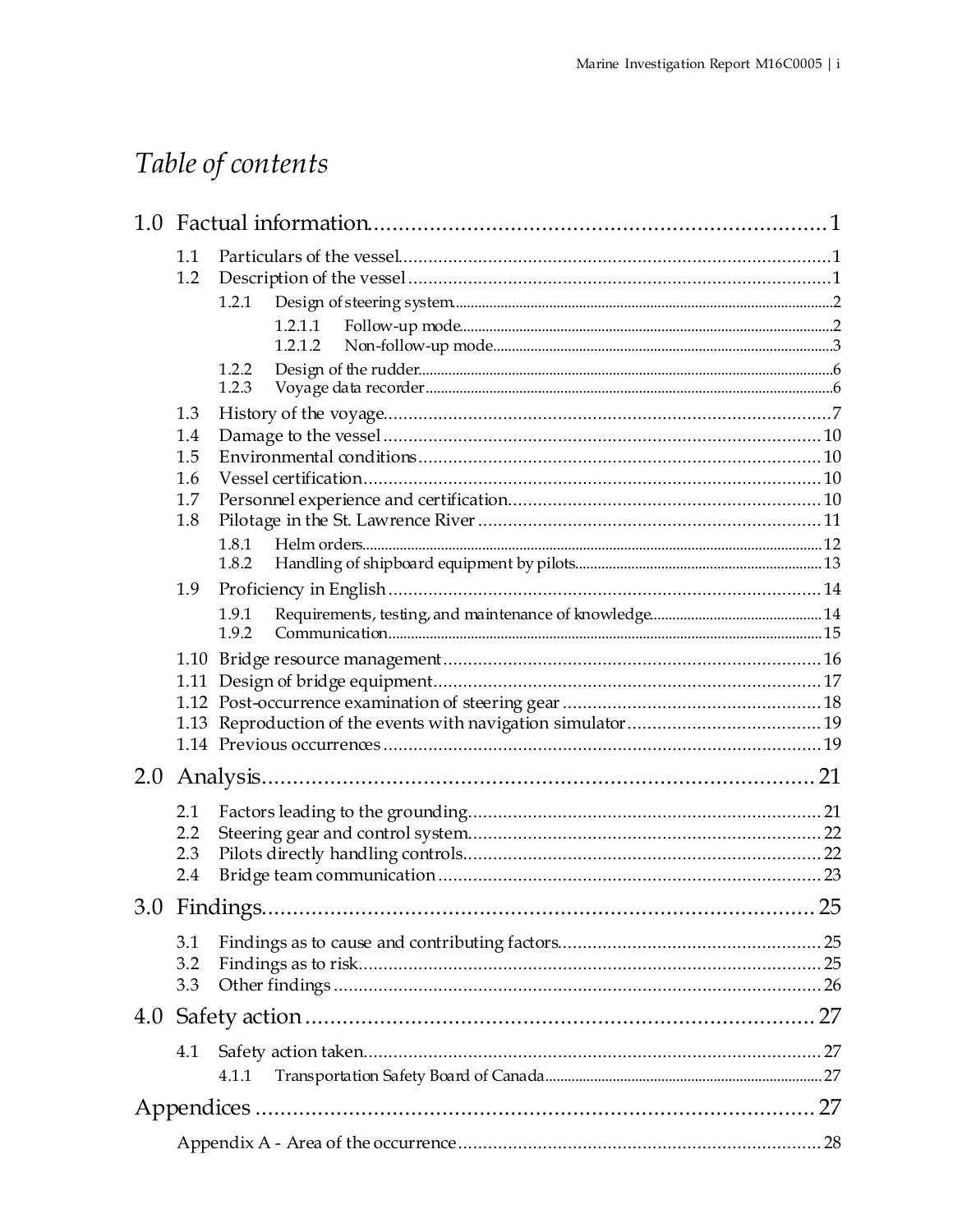# Table of contents

- 1.0 Factual information ... 1
  - 1.1 Particulars of the vessel ... 1
  - 1.2 Description of the vessel ... 1
    - 1.2.1 Design of steering system ... 2
      - 1.2.1.1 Follow-up mode ... 2
      - 1.2.1.2 Non-follow-up mode ... 3
    - 1.2.2 Design of the rudder ... 6
    - 1.2.3 Voyage data recorder ... 6
  - 1.3 History of the voyage ... 7
  - 1.4 Damage to the vessel ... 10
  - 1.5 Environmental conditions ... 10
  - 1.6 Vessel certification ... 10
  - 1.7 Personnel experience and certification ... 10
  - 1.8 Pilotage in the St. Lawrence River ... 11
    - 1.8.1 Helm orders ... 12
    - 1.8.2 Handling of shipboard equipment by pilots ... 13
  - 1.9 Proficiency in English ... 14
    - 1.9.1 Requirements, testing, and maintenance of knowledge ... 14
    - 1.9.2 Communication ... 15
  - 1.10 Bridge resource management ... 16
  - 1.11 Design of bridge equipment ... 17
  - 1.12 Post-occurrence examination of steering gear ... 18
  - 1.13 Reproduction of the events with navigation simulator ... 19
  - 1.14 Previous occurrences ... 19
- 2.0 Analysis ... 21
  - 2.1 Factors leading to the grounding ... 21
  - 2.2 Steering gear and control system ... 22
  - 2.3 Pilots directly handling controls ... 22
  - 2.4 Bridge team communication ... 23
- 3.0 Findings ... 25
  - 3.1 Findings as to cause and contributing factors ... 25
  - 3.2 Findings as to risk ... 25
  - 3.3 Other findings ... 26
- 4.0 Safety action ... 27
  - 4.1 Safety action taken ... 27
    - 4.1.1 Transportation Safety Board of Canada ... 27
- Appendices ... 27
  - Appendix A - Area of the occurrence ... 28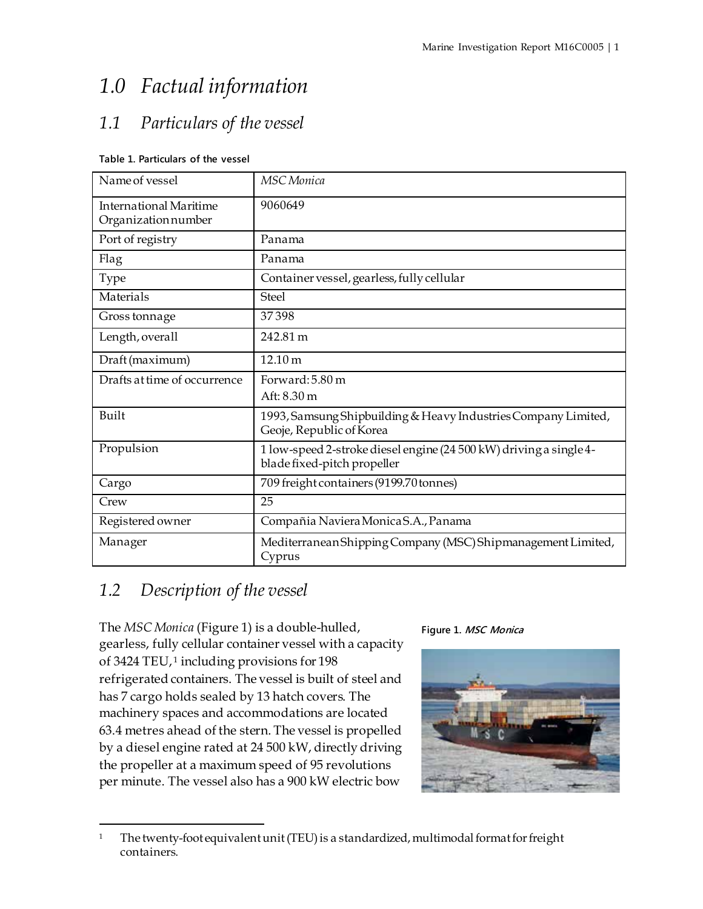# 1.0 Factual information

## 1.1 Particulars of the vessel

**Table 1. Particulars of the vessel**

| Name of vessel | *MSC Monica* |
|---|---|
| International Maritime Organization number | 9060649 |
| Port of registry | Panama |
| Flag | Panama |
| Type | Container vessel, gearless, fully cellular |
| Materials | Steel |
| Gross tonnage | 37 398 |
| Length, overall | 242.81 m |
| Draft (maximum) | 12.10 m |
| Drafts at time of occurrence | Forward: 5.80 m<br>Aft: 8.30 m |
| Built | 1993, Samsung Shipbuilding & Heavy Industries Company Limited, Geoje, Republic of Korea |
| Propulsion | 1 low-speed 2-stroke diesel engine (24 500 kW) driving a single 4-blade fixed-pitch propeller |
| Cargo | 709 freight containers (9199.70 tonnes) |
| Crew | 25 |
| Registered owner | Compañia Naviera Monica S.A., Panama |
| Manager | Mediterranean Shipping Company (MSC) Shipmanagement Limited, Cyprus |

## 1.2 Description of the vessel

The *MSC Monica* (Figure 1) is a double-hulled, gearless, fully cellular container vessel with a capacity of 3424 TEU,[1] including provisions for 198 refrigerated containers. The vessel is built of steel and has 7 cargo holds sealed by 13 hatch covers. The machinery spaces and accommodations are located 63.4 metres ahead of the stern. The vessel is propelled by a diesel engine rated at 24 500 kW, directly driving the propeller at a maximum speed of 95 revolutions per minute. The vessel also has a 900 kW electric bow

**Figure 1.** ***MSC Monica***

[1] The twenty-foot equivalent unit (TEU) is a standardized, multimodal format for freight containers.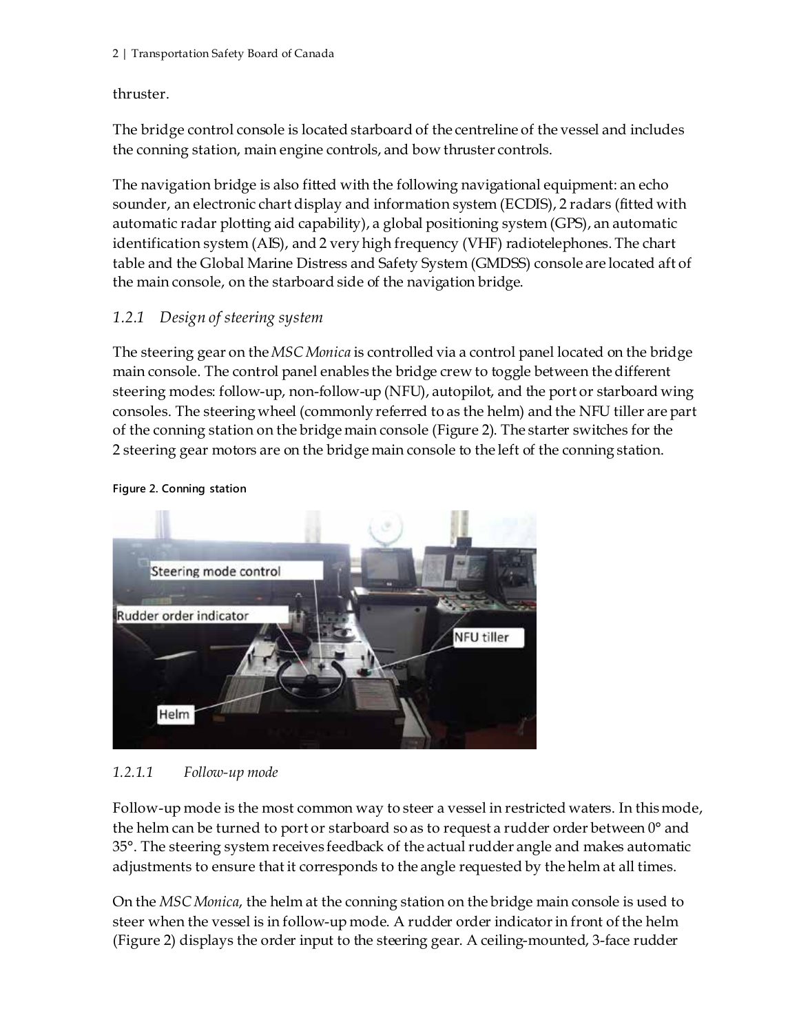thruster.

The bridge control console is located starboard of the centreline of the vessel and includes the conning station, main engine controls, and bow thruster controls.

The navigation bridge is also fitted with the following navigational equipment: an echo sounder, an electronic chart display and information system (ECDIS), 2 radars (fitted with automatic radar plotting aid capability), a global positioning system (GPS), an automatic identification system (AIS), and 2 very high frequency (VHF) radiotelephones. The chart table and the Global Marine Distress and Safety System (GMDSS) console are located aft of the main console, on the starboard side of the navigation bridge.

### *1.2.1 Design of steering system*

The steering gear on the *MSC Monica* is controlled via a control panel located on the bridge main console. The control panel enables the bridge crew to toggle between the different steering modes: follow-up, non-follow-up (NFU), autopilot, and the port or starboard wing consoles. The steering wheel (commonly referred to as the helm) and the NFU tiller are part of the conning station on the bridge main console (Figure 2). The starter switches for the 2 steering gear motors are on the bridge main console to the left of the conning station.

**Figure 2. Conning station**

#### *1.2.1.1 Follow-up mode*

Follow-up mode is the most common way to steer a vessel in restricted waters. In this mode, the helm can be turned to port or starboard so as to request a rudder order between 0° and 35°. The steering system receives feedback of the actual rudder angle and makes automatic adjustments to ensure that it corresponds to the angle requested by the helm at all times.

On the *MSC Monica*, the helm at the conning station on the bridge main console is used to steer when the vessel is in follow-up mode. A rudder order indicator in front of the helm (Figure 2) displays the order input to the steering gear. A ceiling-mounted, 3-face rudder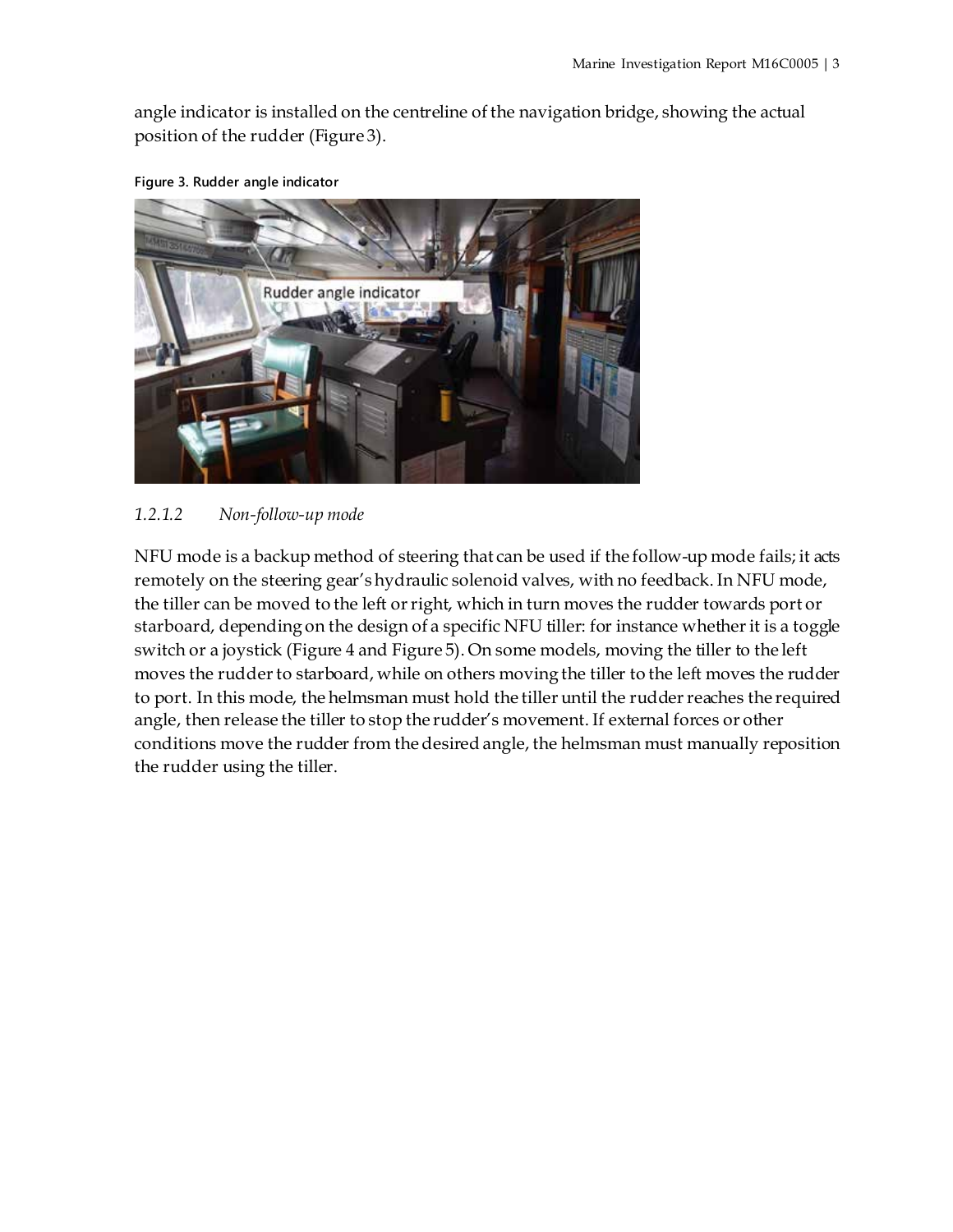angle indicator is installed on the centreline of the navigation bridge, showing the actual position of the rudder (Figure 3).

Figure 3. Rudder angle indicator

#### *1.2.1.2 Non-follow-up mode*

NFU mode is a backup method of steering that can be used if the follow-up mode fails; it acts remotely on the steering gear's hydraulic solenoid valves, with no feedback. In NFU mode, the tiller can be moved to the left or right, which in turn moves the rudder towards port or starboard, depending on the design of a specific NFU tiller: for instance whether it is a toggle switch or a joystick (Figure 4 and Figure 5). On some models, moving the tiller to the left moves the rudder to starboard, while on others moving the tiller to the left moves the rudder to port. In this mode, the helmsman must hold the tiller until the rudder reaches the required angle, then release the tiller to stop the rudder's movement. If external forces or other conditions move the rudder from the desired angle, the helmsman must manually reposition the rudder using the tiller.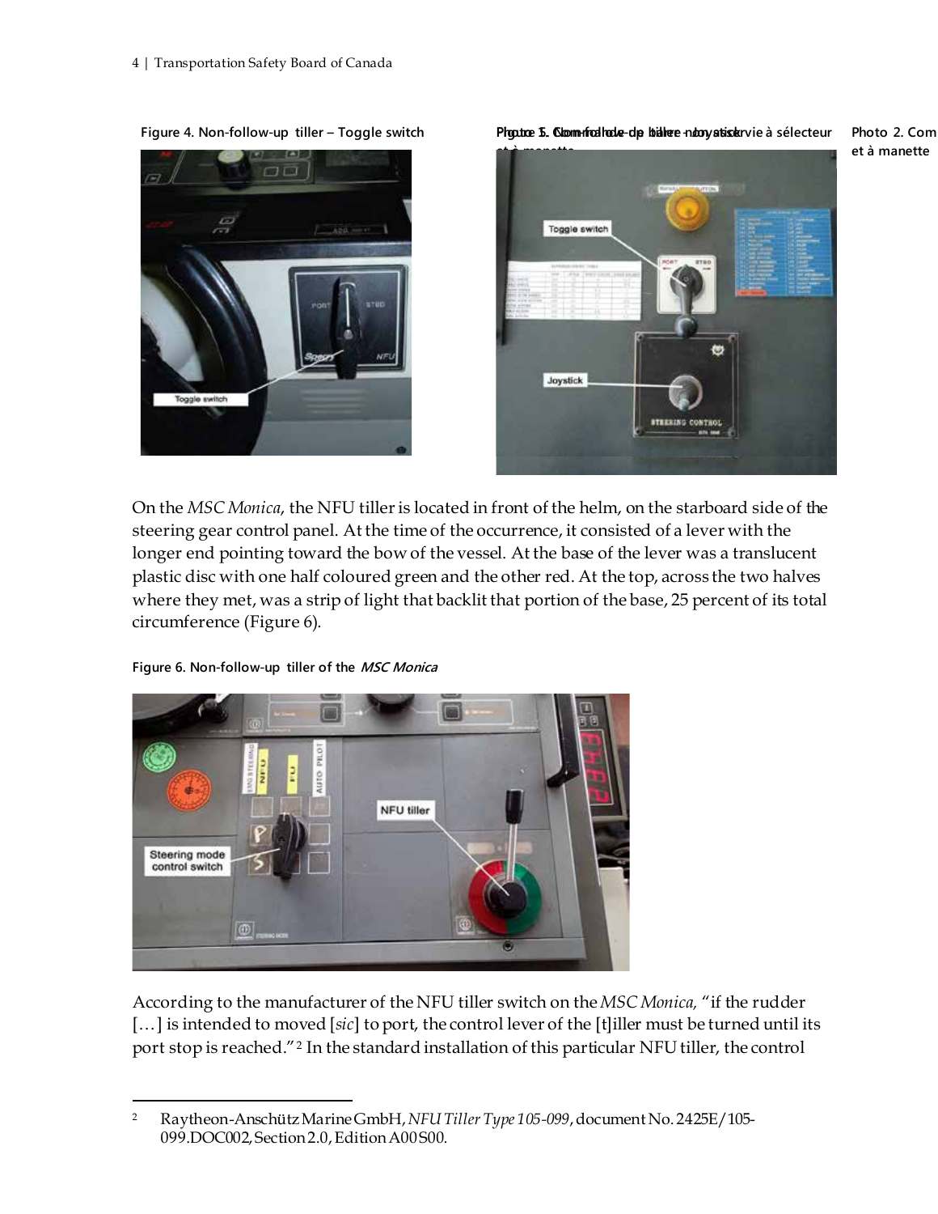Figure 4. Non-follow-up tiller – Toggle switch

Photo 1. Commande de barre non asservie à sélecteur et à manette

On the *MSC Monica*, the NFU tiller is located in front of the helm, on the starboard side of the steering gear control panel. At the time of the occurrence, it consisted of a lever with the longer end pointing toward the bow of the vessel. At the base of the lever was a translucent plastic disc with one half coloured green and the other red. At the top, across the two halves where they met, was a strip of light that backlit that portion of the base, 25 percent of its total circumference (Figure 6).

Figure 6. Non-follow-up tiller of the *MSC Monica*

According to the manufacturer of the NFU tiller switch on the *MSC Monica,* "if the rudder […] is intended to moved [*sic*] to port, the control lever of the [t]iller must be turned until its port stop is reached."[2] In the standard installation of this particular NFU tiller, the control

---

[2] Raytheon-Anschütz Marine GmbH, *NFU Tiller Type 105-099*, document No. 2425E/105-099.DOC002, Section 2.0, Edition A00S00.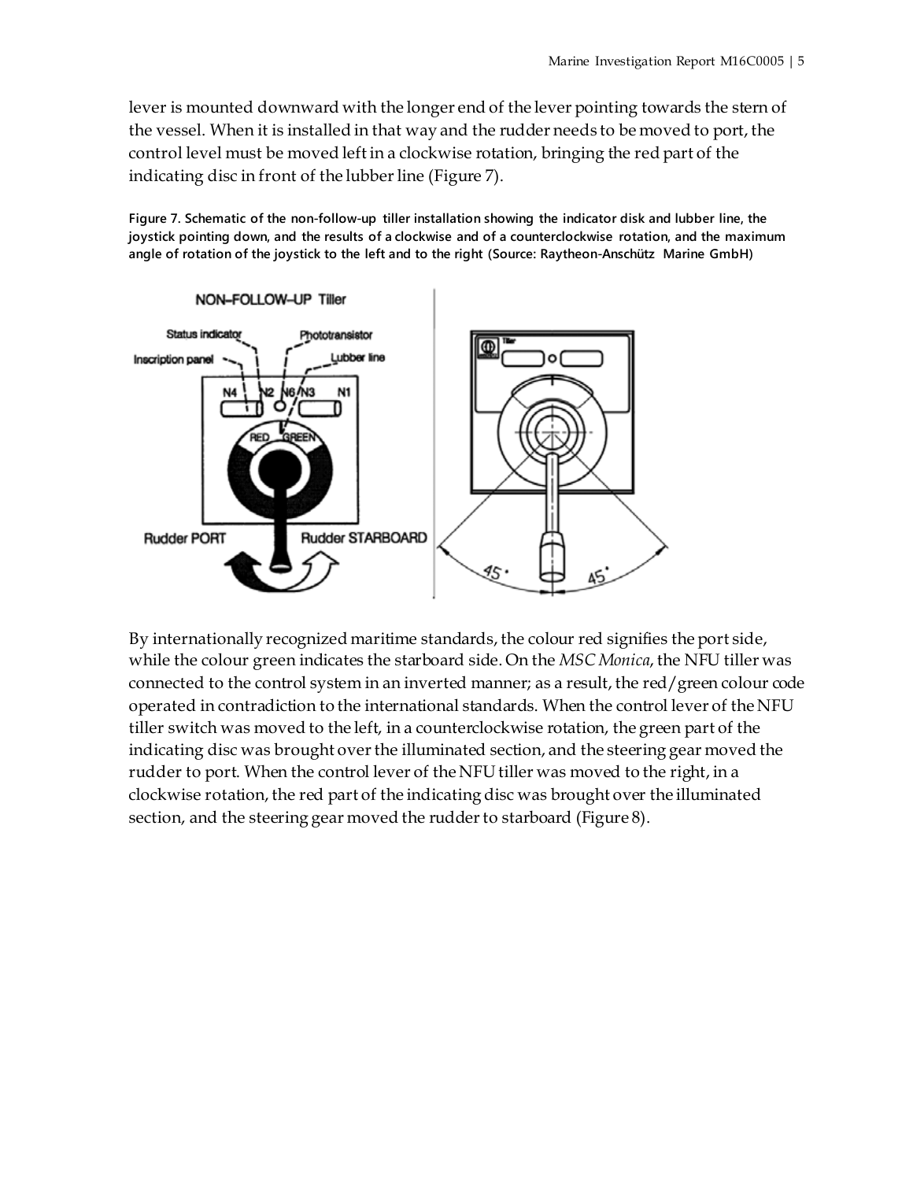lever is mounted downward with the longer end of the lever pointing towards the stern of the vessel. When it is installed in that way and the rudder needs to be moved to port, the control level must be moved left in a clockwise rotation, bringing the red part of the indicating disc in front of the lubber line (Figure 7).

**Figure 7. Schematic of the non-follow-up tiller installation showing the indicator disk and lubber line, the joystick pointing down, and the results of a clockwise and of a counterclockwise rotation, and the maximum angle of rotation of the joystick to the left and to the right (Source: Raytheon-Anschütz Marine GmbH)**

By internationally recognized maritime standards, the colour red signifies the port side, while the colour green indicates the starboard side. On the *MSC Monica*, the NFU tiller was connected to the control system in an inverted manner; as a result, the red/green colour code operated in contradiction to the international standards. When the control lever of the NFU tiller switch was moved to the left, in a counterclockwise rotation, the green part of the indicating disc was brought over the illuminated section, and the steering gear moved the rudder to port. When the control lever of the NFU tiller was moved to the right, in a clockwise rotation, the red part of the indicating disc was brought over the illuminated section, and the steering gear moved the rudder to starboard (Figure 8).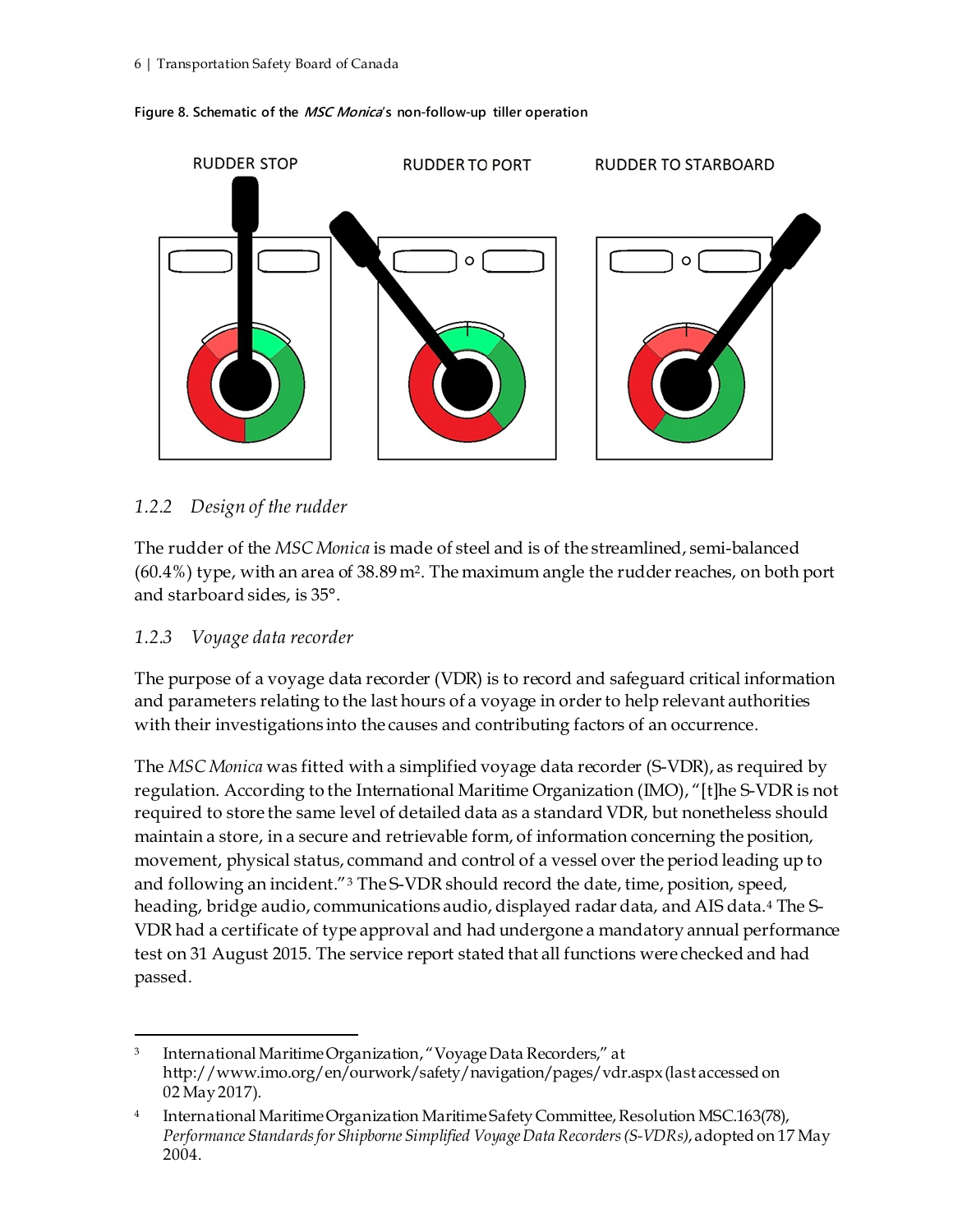**Figure 8. Schematic of the *MSC Monica*'s non-follow-up tiller operation**

RUDDER STOP RUDDER TO PORT RUDDER TO STARBOARD

### 1.2.2 Design of the rudder

The rudder of the *MSC Monica* is made of steel and is of the streamlined, semi-balanced (60.4%) type, with an area of 38.89 $m^2$. The maximum angle the rudder reaches, on both port and starboard sides, is 35°.

### 1.2.3 Voyage data recorder

The purpose of a voyage data recorder (VDR) is to record and safeguard critical information and parameters relating to the last hours of a voyage in order to help relevant authorities with their investigations into the causes and contributing factors of an occurrence.

The *MSC Monica* was fitted with a simplified voyage data recorder (S-VDR), as required by regulation. According to the International Maritime Organization (IMO), "[t]he S-VDR is not required to store the same level of detailed data as a standard VDR, but nonetheless should maintain a store, in a secure and retrievable form, of information concerning the position, movement, physical status, command and control of a vessel over the period leading up to and following an incident."[3] The S-VDR should record the date, time, position, speed, heading, bridge audio, communications audio, displayed radar data, and AIS data.[4] The S-VDR had a certificate of type approval and had undergone a mandatory annual performance test on 31 August 2015. The service report stated that all functions were checked and had passed.

---

[3] International Maritime Organization, "Voyage Data Recorders," at http://www.imo.org/en/ourwork/safety/navigation/pages/vdr.aspx (last accessed on 02 May 2017).

[4] International Maritime Organization Maritime Safety Committee, Resolution MSC.163(78), *Performance Standards for Shipborne Simplified Voyage Data Recorders (S-VDRs)*, adopted on 17 May 2004.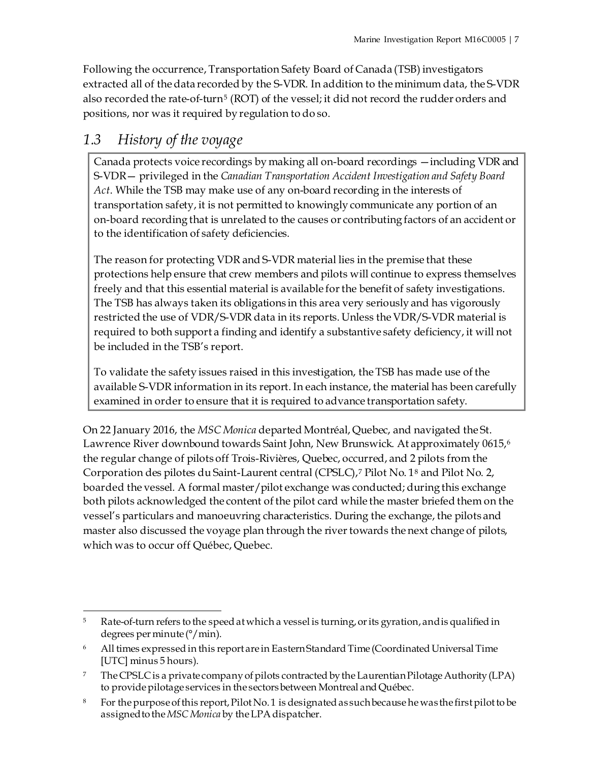Following the occurrence, Transportation Safety Board of Canada (TSB) investigators extracted all of the data recorded by the S-VDR. In addition to the minimum data, the S-VDR also recorded the rate-of-turn[5] (ROT) of the vessel; it did not record the rudder orders and positions, nor was it required by regulation to do so.

## 1.3 History of the voyage

> Canada protects voice recordings by making all on-board recordings —including VDR and S-VDR— privileged in the *Canadian Transportation Accident Investigation and Safety Board Act*. While the TSB may make use of any on-board recording in the interests of transportation safety, it is not permitted to knowingly communicate any portion of an on-board recording that is unrelated to the causes or contributing factors of an accident or to the identification of safety deficiencies.
>
> The reason for protecting VDR and S-VDR material lies in the premise that these protections help ensure that crew members and pilots will continue to express themselves freely and that this essential material is available for the benefit of safety investigations. The TSB has always taken its obligations in this area very seriously and has vigorously restricted the use of VDR/S-VDR data in its reports. Unless the VDR/S-VDR material is required to both support a finding and identify a substantive safety deficiency, it will not be included in the TSB's report.
>
> To validate the safety issues raised in this investigation, the TSB has made use of the available S-VDR information in its report. In each instance, the material has been carefully examined in order to ensure that it is required to advance transportation safety.

On 22 January 2016, the *MSC Monica* departed Montréal, Quebec, and navigated the St. Lawrence River downbound towards Saint John, New Brunswick. At approximately 0615,[6] the regular change of pilots off Trois-Rivières, Quebec, occurred, and 2 pilots from the Corporation des pilotes du Saint-Laurent central (CPSLC),[7] Pilot No. 1[8] and Pilot No. 2, boarded the vessel. A formal master/pilot exchange was conducted; during this exchange both pilots acknowledged the content of the pilot card while the master briefed them on the vessel's particulars and manoeuvring characteristics. During the exchange, the pilots and master also discussed the voyage plan through the river towards the next change of pilots, which was to occur off Québec, Quebec.

---

[5] Rate-of-turn refers to the speed at which a vessel is turning, or its gyration, and is qualified in degrees per minute (°/min).

[6] All times expressed in this report are in Eastern Standard Time (Coordinated Universal Time [UTC] minus 5 hours).

[7] The CPSLC is a private company of pilots contracted by the Laurentian Pilotage Authority (LPA) to provide pilotage services in the sectors between Montreal and Québec.

[8] For the purpose of this report, Pilot No. 1 is designated as such because he was the first pilot to be assigned to the *MSC Monica* by the LPA dispatcher.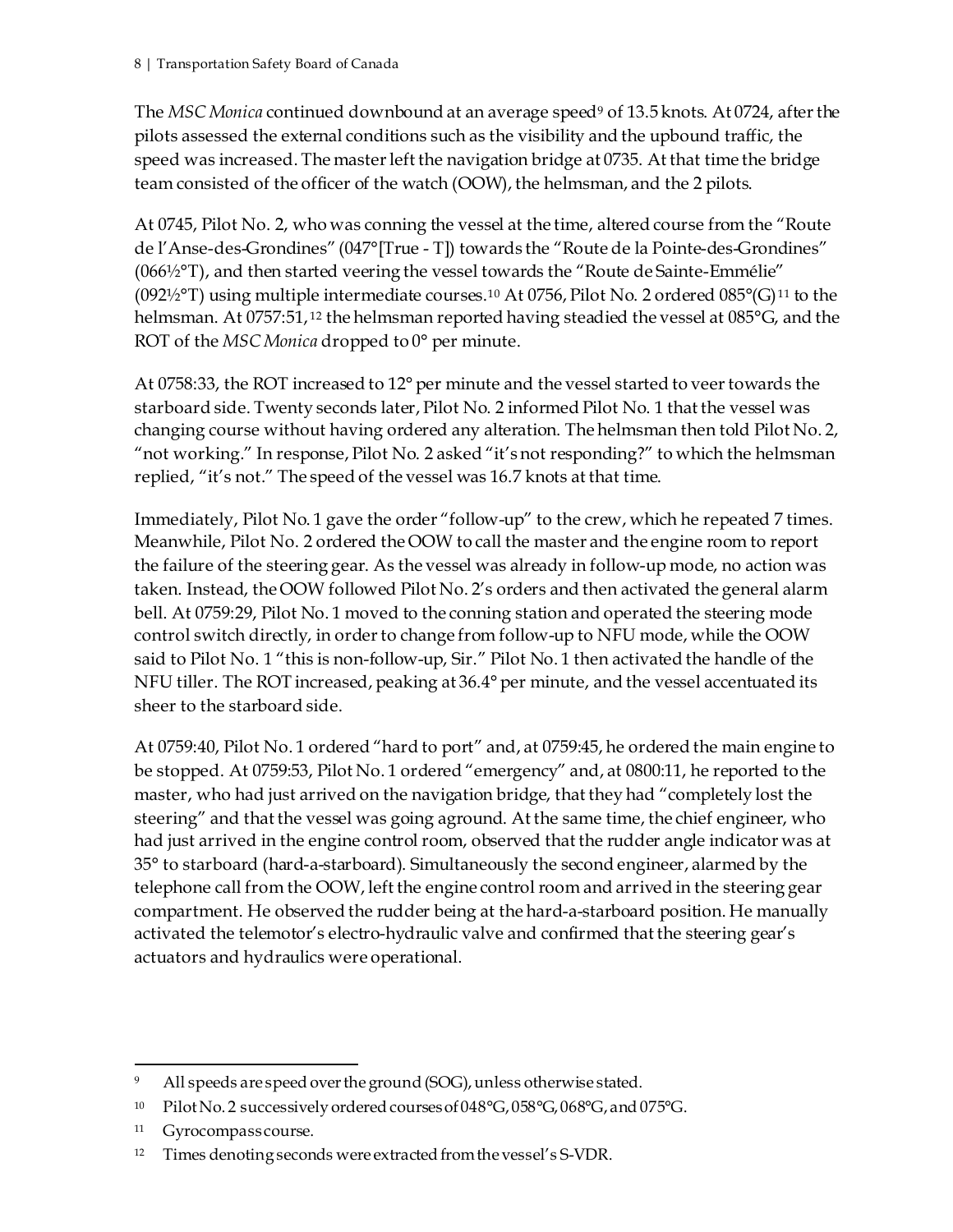The *MSC Monica* continued downbound at an average speed[9] of 13.5 knots. At 0724, after the pilots assessed the external conditions such as the visibility and the upbound traffic, the speed was increased. The master left the navigation bridge at 0735. At that time the bridge team consisted of the officer of the watch (OOW), the helmsman, and the 2 pilots.

At 0745, Pilot No. 2, who was conning the vessel at the time, altered course from the "Route de l'Anse-des-Grondines" (047°[True - T]) towards the "Route de la Pointe-des-Grondines" (066½°T), and then started veering the vessel towards the "Route de Sainte-Emmélie" (092½°T) using multiple intermediate courses.[10] At 0756, Pilot No. 2 ordered 085°(G)[11] to the helmsman. At 0757:51,[12] the helmsman reported having steadied the vessel at 085°G, and the ROT of the *MSC Monica* dropped to 0° per minute.

At 0758:33, the ROT increased to 12° per minute and the vessel started to veer towards the starboard side. Twenty seconds later, Pilot No. 2 informed Pilot No. 1 that the vessel was changing course without having ordered any alteration. The helmsman then told Pilot No. 2, "not working." In response, Pilot No. 2 asked "it's not responding?" to which the helmsman replied, "it's not." The speed of the vessel was 16.7 knots at that time.

Immediately, Pilot No. 1 gave the order "follow-up" to the crew, which he repeated 7 times. Meanwhile, Pilot No. 2 ordered the OOW to call the master and the engine room to report the failure of the steering gear. As the vessel was already in follow-up mode, no action was taken. Instead, the OOW followed Pilot No. 2's orders and then activated the general alarm bell. At 0759:29, Pilot No. 1 moved to the conning station and operated the steering mode control switch directly, in order to change from follow-up to NFU mode, while the OOW said to Pilot No. 1 "this is non-follow-up, Sir." Pilot No. 1 then activated the handle of the NFU tiller. The ROT increased, peaking at 36.4° per minute, and the vessel accentuated its sheer to the starboard side.

At 0759:40, Pilot No. 1 ordered "hard to port" and, at 0759:45, he ordered the main engine to be stopped. At 0759:53, Pilot No. 1 ordered "emergency" and, at 0800:11, he reported to the master, who had just arrived on the navigation bridge, that they had "completely lost the steering" and that the vessel was going aground. At the same time, the chief engineer, who had just arrived in the engine control room, observed that the rudder angle indicator was at 35° to starboard (hard-a-starboard). Simultaneously the second engineer, alarmed by the telephone call from the OOW, left the engine control room and arrived in the steering gear compartment. He observed the rudder being at the hard-a-starboard position. He manually activated the telemotor's electro-hydraulic valve and confirmed that the steering gear's actuators and hydraulics were operational.

---

[9] All speeds are speed over the ground (SOG), unless otherwise stated.

[10] Pilot No. 2 successively ordered courses of 048°G, 058°G, 068°G, and 075°G.

[11] Gyrocompass course.

[12] Times denoting seconds were extracted from the vessel's S-VDR.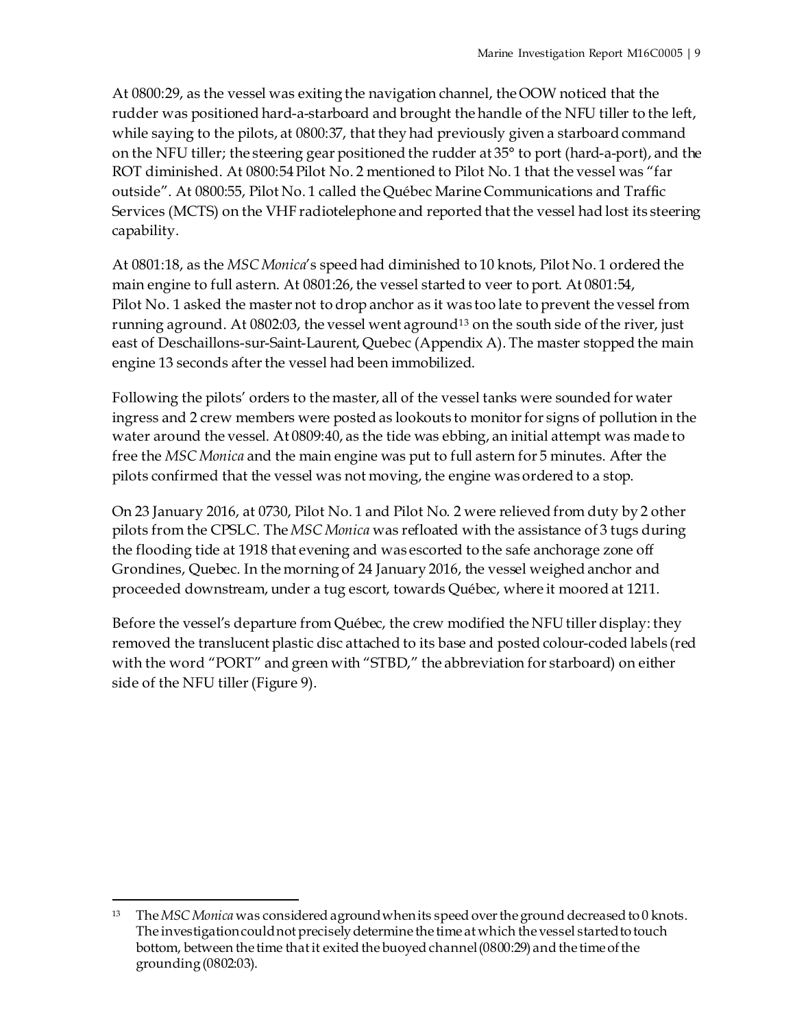At 0800:29, as the vessel was exiting the navigation channel, the OOW noticed that the rudder was positioned hard-a-starboard and brought the handle of the NFU tiller to the left, while saying to the pilots, at 0800:37, that they had previously given a starboard command on the NFU tiller; the steering gear positioned the rudder at 35° to port (hard-a-port), and the ROT diminished. At 0800:54 Pilot No. 2 mentioned to Pilot No. 1 that the vessel was "far outside". At 0800:55, Pilot No. 1 called the Québec Marine Communications and Traffic Services (MCTS) on the VHF radiotelephone and reported that the vessel had lost its steering capability.

At 0801:18, as the *MSC Monica*'s speed had diminished to 10 knots, Pilot No. 1 ordered the main engine to full astern. At 0801:26, the vessel started to veer to port. At 0801:54, Pilot No. 1 asked the master not to drop anchor as it was too late to prevent the vessel from running aground. At 0802:03, the vessel went aground[13] on the south side of the river, just east of Deschaillons-sur-Saint-Laurent, Quebec (Appendix A). The master stopped the main engine 13 seconds after the vessel had been immobilized.

Following the pilots' orders to the master, all of the vessel tanks were sounded for water ingress and 2 crew members were posted as lookouts to monitor for signs of pollution in the water around the vessel. At 0809:40, as the tide was ebbing, an initial attempt was made to free the *MSC Monica* and the main engine was put to full astern for 5 minutes. After the pilots confirmed that the vessel was not moving, the engine was ordered to a stop.

On 23 January 2016, at 0730, Pilot No. 1 and Pilot No. 2 were relieved from duty by 2 other pilots from the CPSLC. The *MSC Monica* was refloated with the assistance of 3 tugs during the flooding tide at 1918 that evening and was escorted to the safe anchorage zone off Grondines, Quebec. In the morning of 24 January 2016, the vessel weighed anchor and proceeded downstream, under a tug escort, towards Québec, where it moored at 1211.

Before the vessel's departure from Québec, the crew modified the NFU tiller display: they removed the translucent plastic disc attached to its base and posted colour-coded labels (red with the word "PORT" and green with "STBD," the abbreviation for starboard) on either side of the NFU tiller (Figure 9).

---

[13] The *MSC Monica* was considered aground when its speed over the ground decreased to 0 knots. The investigation could not precisely determine the time at which the vessel started to touch bottom, between the time that it exited the buoyed channel (0800:29) and the time of the grounding (0802:03).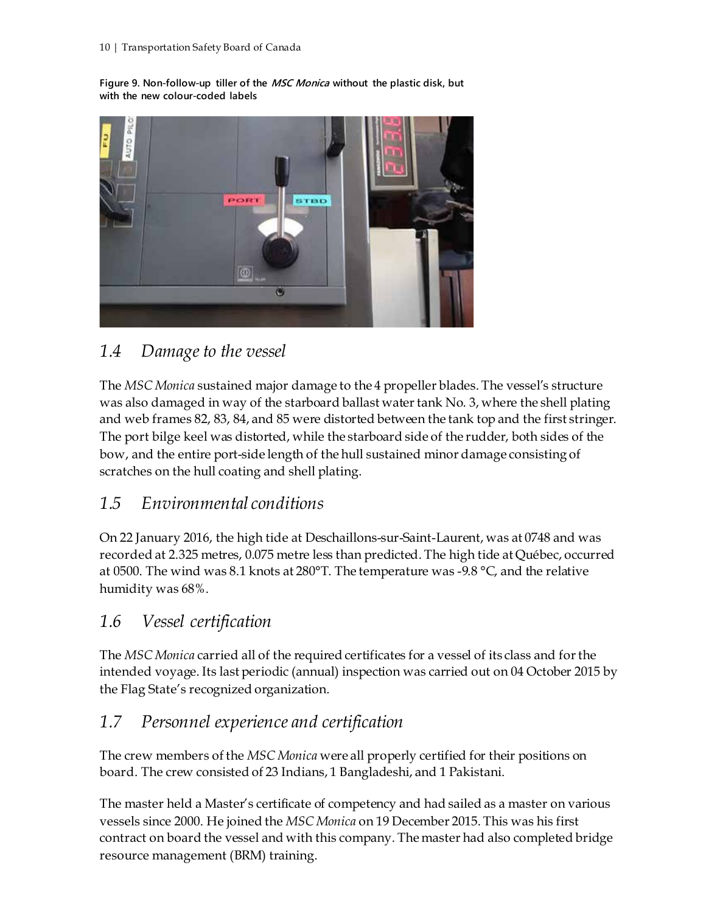**Figure 9. Non-follow-up tiller of the *MSC Monica* without the plastic disk, but with the new colour-coded labels**

## 1.4 Damage to the vessel

The *MSC Monica* sustained major damage to the 4 propeller blades. The vessel's structure was also damaged in way of the starboard ballast water tank No. 3, where the shell plating and web frames 82, 83, 84, and 85 were distorted between the tank top and the first stringer. The port bilge keel was distorted, while the starboard side of the rudder, both sides of the bow, and the entire port-side length of the hull sustained minor damage consisting of scratches on the hull coating and shell plating.

## 1.5 Environmental conditions

On 22 January 2016, the high tide at Deschaillons-sur-Saint-Laurent, was at 0748 and was recorded at 2.325 metres, 0.075 metre less than predicted. The high tide at Québec, occurred at 0500. The wind was 8.1 knots at 280°T. The temperature was -9.8 °C, and the relative humidity was 68%.

## 1.6 Vessel certification

The *MSC Monica* carried all of the required certificates for a vessel of its class and for the intended voyage. Its last periodic (annual) inspection was carried out on 04 October 2015 by the Flag State's recognized organization.

## 1.7 Personnel experience and certification

The crew members of the *MSC Monica* were all properly certified for their positions on board. The crew consisted of 23 Indians, 1 Bangladeshi, and 1 Pakistani.

The master held a Master's certificate of competency and had sailed as a master on various vessels since 2000. He joined the *MSC Monica* on 19 December 2015. This was his first contract on board the vessel and with this company. The master had also completed bridge resource management (BRM) training.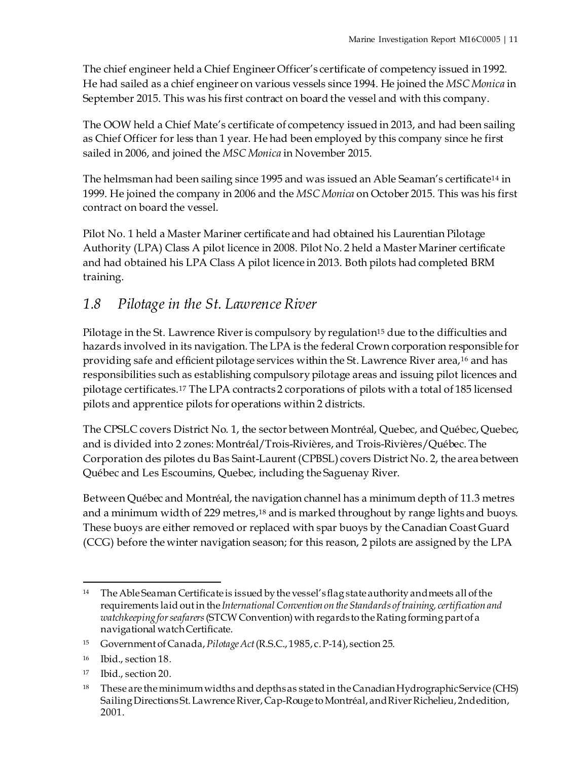The chief engineer held a Chief Engineer Officer's certificate of competency issued in 1992. He had sailed as a chief engineer on various vessels since 1994. He joined the *MSC Monica* in September 2015. This was his first contract on board the vessel and with this company.

The OOW held a Chief Mate's certificate of competency issued in 2013, and had been sailing as Chief Officer for less than 1 year. He had been employed by this company since he first sailed in 2006, and joined the *MSC Monica* in November 2015.

The helmsman had been sailing since 1995 and was issued an Able Seaman's certificate[14] in 1999. He joined the company in 2006 and the *MSC Monica* on October 2015. This was his first contract on board the vessel.

Pilot No. 1 held a Master Mariner certificate and had obtained his Laurentian Pilotage Authority (LPA) Class A pilot licence in 2008. Pilot No. 2 held a Master Mariner certificate and had obtained his LPA Class A pilot licence in 2013. Both pilots had completed BRM training.

## *1.8 Pilotage in the St. Lawrence River*

Pilotage in the St. Lawrence River is compulsory by regulation[15] due to the difficulties and hazards involved in its navigation. The LPA is the federal Crown corporation responsible for providing safe and efficient pilotage services within the St. Lawrence River area,[16] and has responsibilities such as establishing compulsory pilotage areas and issuing pilot licences and pilotage certificates.[17] The LPA contracts 2 corporations of pilots with a total of 185 licensed pilots and apprentice pilots for operations within 2 districts.

The CPSLC covers District No. 1, the sector between Montréal, Quebec, and Québec, Quebec, and is divided into 2 zones: Montréal/Trois-Rivières, and Trois-Rivières/Québec. The Corporation des pilotes du Bas Saint-Laurent (CPBSL) covers District No. 2, the area between Québec and Les Escoumins, Quebec, including the Saguenay River.

Between Québec and Montréal, the navigation channel has a minimum depth of 11.3 metres and a minimum width of 229 metres,[18] and is marked throughout by range lights and buoys. These buoys are either removed or replaced with spar buoys by the Canadian Coast Guard (CCG) before the winter navigation season; for this reason, 2 pilots are assigned by the LPA

---

[14] The Able Seaman Certificate is issued by the vessel's flag state authority and meets all of the requirements laid out in the *International Convention on the Standards of training, certification and watchkeeping for seafarers* (STCW Convention) with regards to the Rating forming part of a navigational watch Certificate.

[15] Government of Canada, *Pilotage Act* (R.S.C., 1985, c. P-14), section 25.

[16] Ibid., section 18.

[17] Ibid., section 20.

[18] These are the minimum widths and depths as stated in the Canadian Hydrographic Service (CHS) Sailing Directions St. Lawrence River, Cap-Rouge to Montréal, and River Richelieu, 2nd edition, 2001.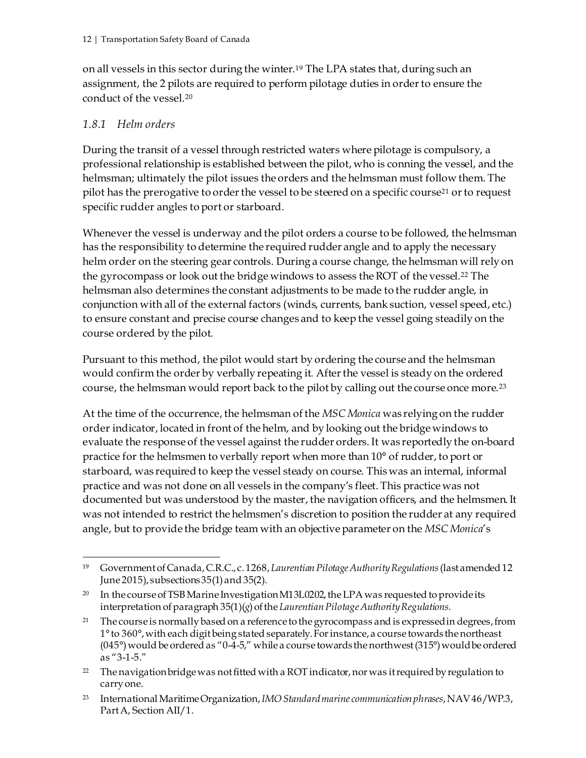on all vessels in this sector during the winter.[19] The LPA states that, during such an assignment, the 2 pilots are required to perform pilotage duties in order to ensure the conduct of the vessel.[20]

### *1.8.1 Helm orders*

During the transit of a vessel through restricted waters where pilotage is compulsory, a professional relationship is established between the pilot, who is conning the vessel, and the helmsman; ultimately the pilot issues the orders and the helmsman must follow them. The pilot has the prerogative to order the vessel to be steered on a specific course[21] or to request specific rudder angles to port or starboard.

Whenever the vessel is underway and the pilot orders a course to be followed, the helmsman has the responsibility to determine the required rudder angle and to apply the necessary helm order on the steering gear controls. During a course change, the helmsman will rely on the gyrocompass or look out the bridge windows to assess the ROT of the vessel.[22] The helmsman also determines the constant adjustments to be made to the rudder angle, in conjunction with all of the external factors (winds, currents, bank suction, vessel speed, etc.) to ensure constant and precise course changes and to keep the vessel going steadily on the course ordered by the pilot.

Pursuant to this method, the pilot would start by ordering the course and the helmsman would confirm the order by verbally repeating it. After the vessel is steady on the ordered course, the helmsman would report back to the pilot by calling out the course once more.[23]

At the time of the occurrence, the helmsman of the *MSC Monica* was relying on the rudder order indicator, located in front of the helm, and by looking out the bridge windows to evaluate the response of the vessel against the rudder orders. It was reportedly the on-board practice for the helmsmen to verbally report when more than 10° of rudder, to port or starboard, was required to keep the vessel steady on course. This was an internal, informal practice and was not done on all vessels in the company's fleet. This practice was not documented but was understood by the master, the navigation officers, and the helmsmen. It was not intended to restrict the helmsmen's discretion to position the rudder at any required angle, but to provide the bridge team with an objective parameter on the *MSC Monica*'s

---

[19] Government of Canada, C.R.C., c. 1268, *Laurentian Pilotage Authority Regulations* (last amended 12 June 2015), subsections 35(1) and 35(2).

[20] In the course of TSB Marine Investigation M13L0202, the LPA was requested to provide its interpretation of paragraph 35(1)(*g*) of the *Laurentian Pilotage Authority Regulations*.

[21] The course is normally based on a reference to the gyrocompass and is expressed in degrees, from 1° to 360°, with each digit being stated separately. For instance, a course towards the northeast (045°) would be ordered as "0-4-5," while a course towards the northwest (315°) would be ordered as "3-1-5."

[22] The navigation bridge was not fitted with a ROT indicator, nor was it required by regulation to carry one.

[23] International Maritime Organization, *IMO Standard marine communication phrases*, NAV 46/WP.3, Part A, Section AII/1.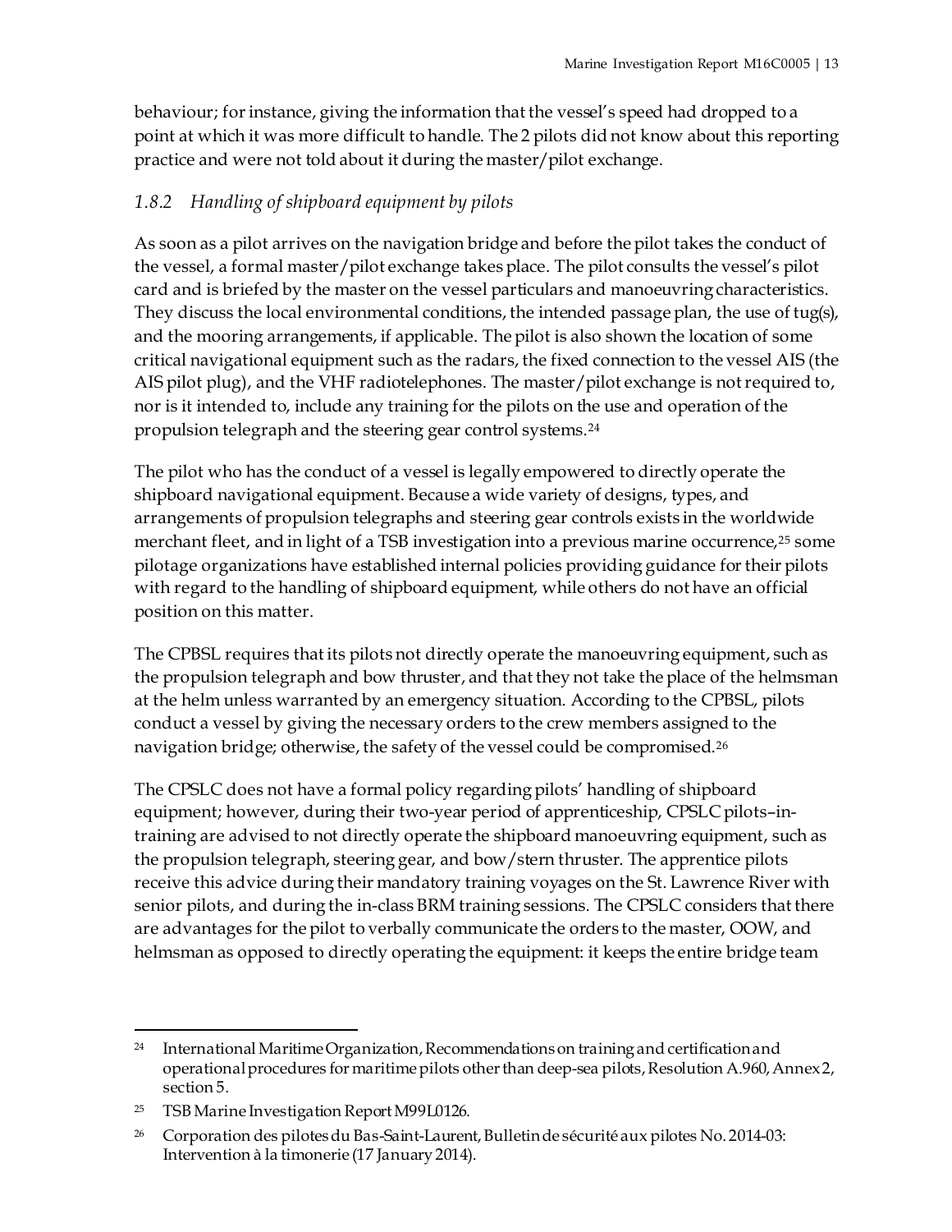behaviour; for instance, giving the information that the vessel's speed had dropped to a point at which it was more difficult to handle. The 2 pilots did not know about this reporting practice and were not told about it during the master/pilot exchange.

### *1.8.2 Handling of shipboard equipment by pilots*

As soon as a pilot arrives on the navigation bridge and before the pilot takes the conduct of the vessel, a formal master/pilot exchange takes place. The pilot consults the vessel's pilot card and is briefed by the master on the vessel particulars and manoeuvring characteristics. They discuss the local environmental conditions, the intended passage plan, the use of tug(s), and the mooring arrangements, if applicable. The pilot is also shown the location of some critical navigational equipment such as the radars, the fixed connection to the vessel AIS (the AIS pilot plug), and the VHF radiotelephones. The master/pilot exchange is not required to, nor is it intended to, include any training for the pilots on the use and operation of the propulsion telegraph and the steering gear control systems.[24]

The pilot who has the conduct of a vessel is legally empowered to directly operate the shipboard navigational equipment. Because a wide variety of designs, types, and arrangements of propulsion telegraphs and steering gear controls exists in the worldwide merchant fleet, and in light of a TSB investigation into a previous marine occurrence,[25] some pilotage organizations have established internal policies providing guidance for their pilots with regard to the handling of shipboard equipment, while others do not have an official position on this matter.

The CPBSL requires that its pilots not directly operate the manoeuvring equipment, such as the propulsion telegraph and bow thruster, and that they not take the place of the helmsman at the helm unless warranted by an emergency situation. According to the CPBSL, pilots conduct a vessel by giving the necessary orders to the crew members assigned to the navigation bridge; otherwise, the safety of the vessel could be compromised.[26]

The CPSLC does not have a formal policy regarding pilots' handling of shipboard equipment; however, during their two-year period of apprenticeship, CPSLC pilots–in-training are advised to not directly operate the shipboard manoeuvring equipment, such as the propulsion telegraph, steering gear, and bow/stern thruster. The apprentice pilots receive this advice during their mandatory training voyages on the St. Lawrence River with senior pilots, and during the in-class BRM training sessions. The CPSLC considers that there are advantages for the pilot to verbally communicate the orders to the master, OOW, and helmsman as opposed to directly operating the equipment: it keeps the entire bridge team

---

[24] International Maritime Organization, Recommendations on training and certification and operational procedures for maritime pilots other than deep-sea pilots, Resolution A.960, Annex 2, section 5.

[25] TSB Marine Investigation Report M99L0126.

[26] Corporation des pilotes du Bas-Saint-Laurent, Bulletin de sécurité aux pilotes No. 2014-03: Intervention à la timonerie (17 January 2014).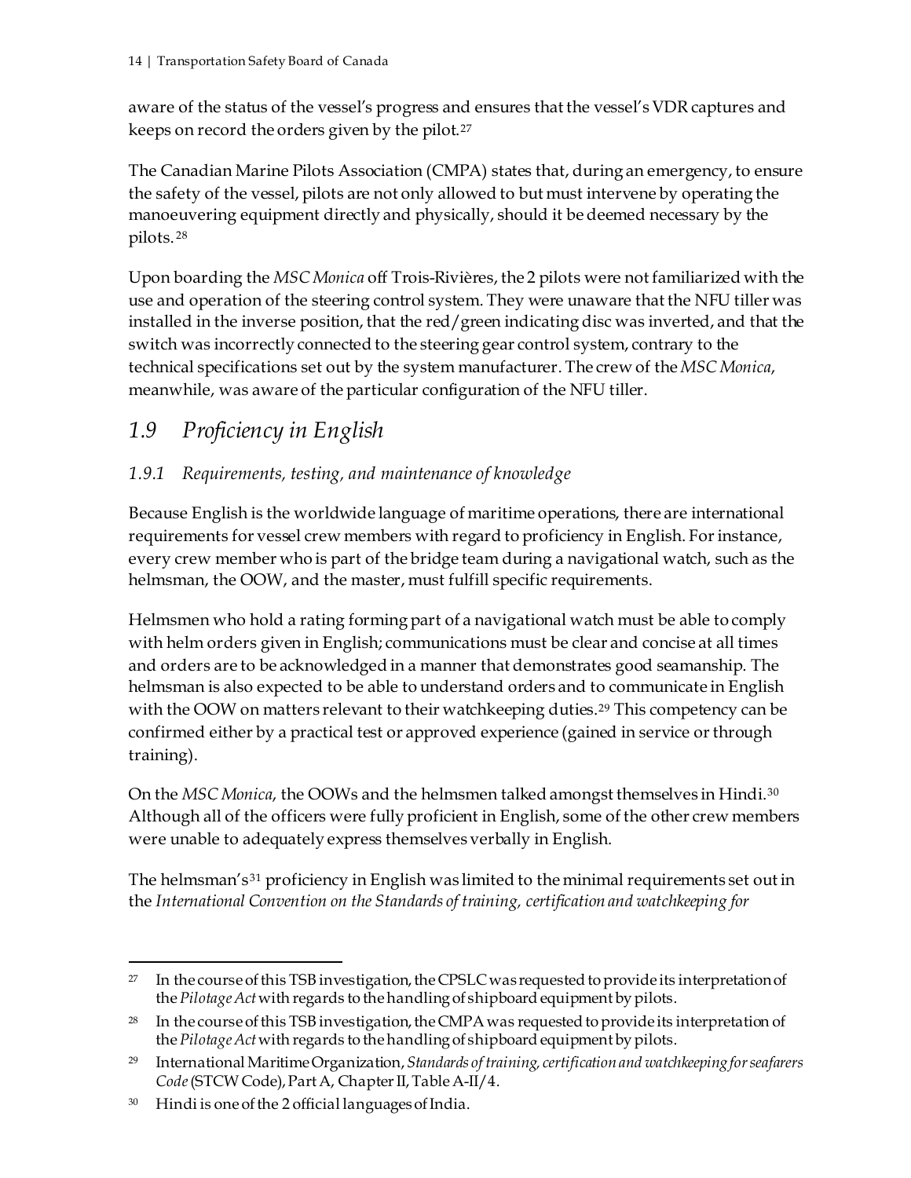aware of the status of the vessel's progress and ensures that the vessel's VDR captures and keeps on record the orders given by the pilot.[27]

The Canadian Marine Pilots Association (CMPA) states that, during an emergency, to ensure the safety of the vessel, pilots are not only allowed to but must intervene by operating the manoeuvering equipment directly and physically, should it be deemed necessary by the pilots.[28]

Upon boarding the *MSC Monica* off Trois-Rivières, the 2 pilots were not familiarized with the use and operation of the steering control system. They were unaware that the NFU tiller was installed in the inverse position, that the red/green indicating disc was inverted, and that the switch was incorrectly connected to the steering gear control system, contrary to the technical specifications set out by the system manufacturer. The crew of the *MSC Monica*, meanwhile, was aware of the particular configuration of the NFU tiller.

## *1.9 Proficiency in English*

### *1.9.1 Requirements, testing, and maintenance of knowledge*

Because English is the worldwide language of maritime operations, there are international requirements for vessel crew members with regard to proficiency in English. For instance, every crew member who is part of the bridge team during a navigational watch, such as the helmsman, the OOW, and the master, must fulfill specific requirements.

Helmsmen who hold a rating forming part of a navigational watch must be able to comply with helm orders given in English; communications must be clear and concise at all times and orders are to be acknowledged in a manner that demonstrates good seamanship. The helmsman is also expected to be able to understand orders and to communicate in English with the OOW on matters relevant to their watchkeeping duties.[29] This competency can be confirmed either by a practical test or approved experience (gained in service or through training).

On the *MSC Monica*, the OOWs and the helmsmen talked amongst themselves in Hindi.[30] Although all of the officers were fully proficient in English, some of the other crew members were unable to adequately express themselves verbally in English.

The helmsman's[31] proficiency in English was limited to the minimal requirements set out in the *International Convention on the Standards of training, certification and watchkeeping for*

---

[27] In the course of this TSB investigation, the CPSLC was requested to provide its interpretation of the *Pilotage Act* with regards to the handling of shipboard equipment by pilots.

[28] In the course of this TSB investigation, the CMPA was requested to provide its interpretation of the *Pilotage Act* with regards to the handling of shipboard equipment by pilots.

[29] International Maritime Organization, *Standards of training, certification and watchkeeping for seafarers Code* (STCW Code), Part A, Chapter II, Table A-II/4.

[30] Hindi is one of the 2 official languages of India.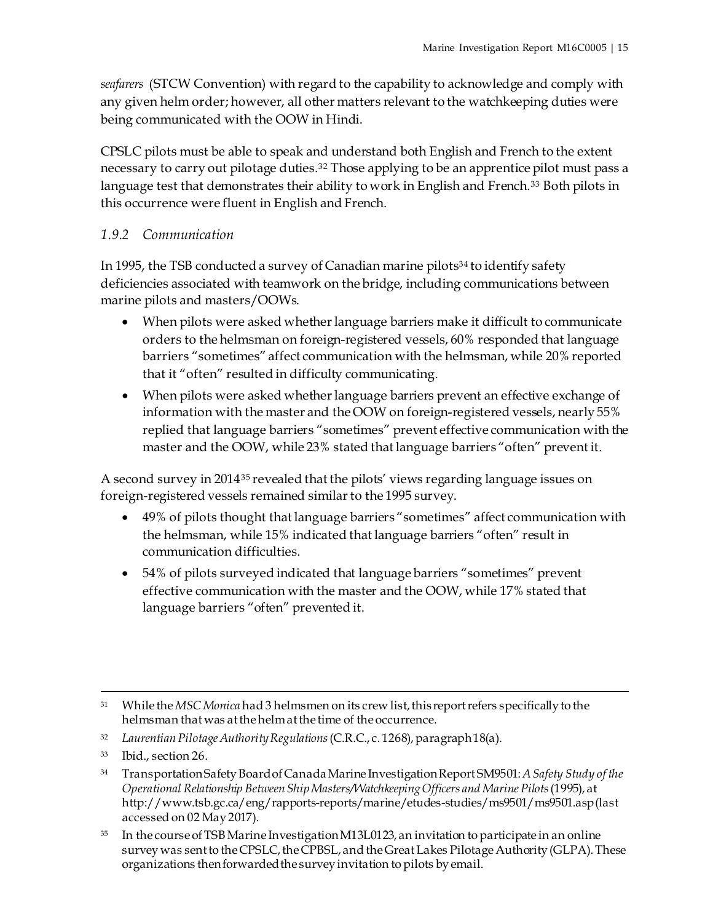*seafarers* (STCW Convention) with regard to the capability to acknowledge and comply with any given helm order; however, all other matters relevant to the watchkeeping duties were being communicated with the OOW in Hindi.

CPSLC pilots must be able to speak and understand both English and French to the extent necessary to carry out pilotage duties.[32] Those applying to be an apprentice pilot must pass a language test that demonstrates their ability to work in English and French.[33] Both pilots in this occurrence were fluent in English and French.

### *1.9.2 Communication*

In 1995, the TSB conducted a survey of Canadian marine pilots[34] to identify safety deficiencies associated with teamwork on the bridge, including communications between marine pilots and masters/OOWs.

- When pilots were asked whether language barriers make it difficult to communicate orders to the helmsman on foreign-registered vessels, 60% responded that language barriers "sometimes" affect communication with the helmsman, while 20% reported that it "often" resulted in difficulty communicating.
- When pilots were asked whether language barriers prevent an effective exchange of information with the master and the OOW on foreign-registered vessels, nearly 55% replied that language barriers "sometimes" prevent effective communication with the master and the OOW, while 23% stated that language barriers "often" prevent it.

A second survey in 2014[35] revealed that the pilots' views regarding language issues on foreign-registered vessels remained similar to the 1995 survey.

- 49% of pilots thought that language barriers "sometimes" affect communication with the helmsman, while 15% indicated that language barriers "often" result in communication difficulties.
- 54% of pilots surveyed indicated that language barriers "sometimes" prevent effective communication with the master and the OOW, while 17% stated that language barriers "often" prevented it.

---

[31] While the *MSC Monica* had 3 helmsmen on its crew list, this report refers specifically to the helmsman that was at the helm at the time of the occurrence.

[32] *Laurentian Pilotage Authority Regulations* (C.R.C., c. 1268), paragraph 18(a).

[33] Ibid., section 26.

[34] Transportation Safety Board of Canada Marine Investigation Report SM9501: *A Safety Study of the Operational Relationship Between Ship Masters/Watchkeeping Officers and Marine Pilots* (1995), at http://www.tsb.gc.ca/eng/rapports-reports/marine/etudes-studies/ms9501/ms9501.asp (last accessed on 02 May 2017).

[35] In the course of TSB Marine Investigation M13L0123, an invitation to participate in an online survey was sent to the CPSLC, the CPBSL, and the Great Lakes Pilotage Authority (GLPA). These organizations then forwarded the survey invitation to pilots by email.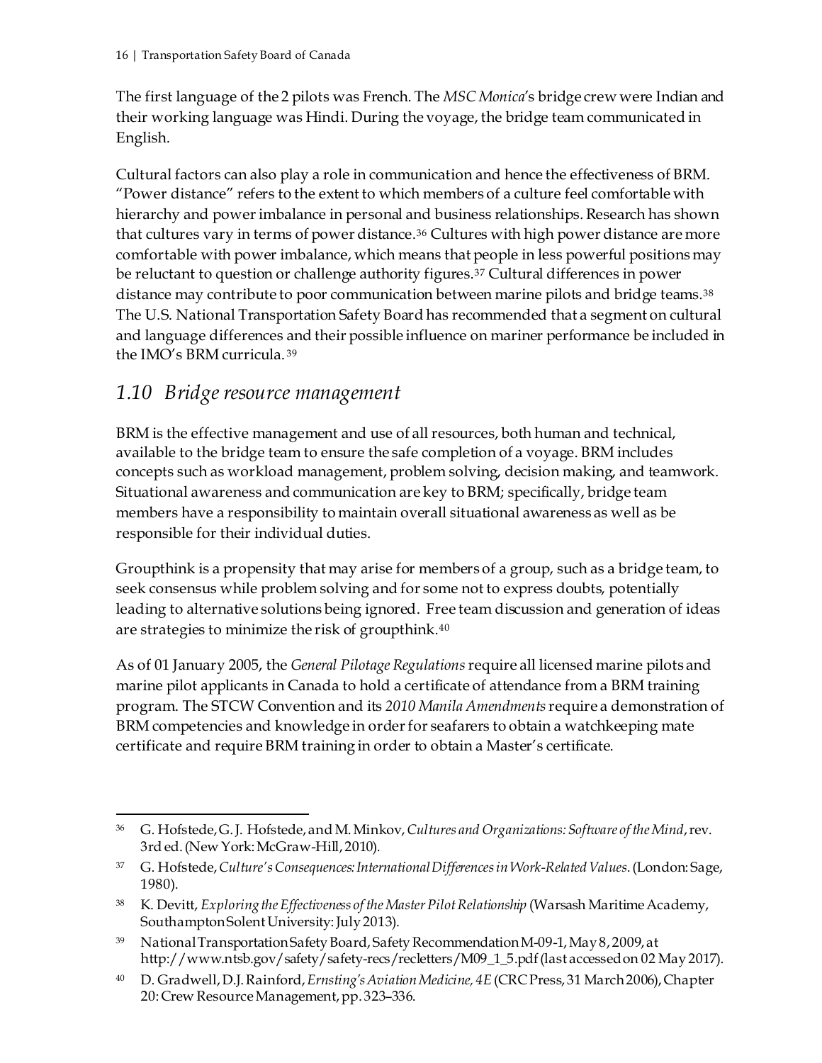The first language of the 2 pilots was French. The *MSC Monica*'s bridge crew were Indian and their working language was Hindi. During the voyage, the bridge team communicated in English.

Cultural factors can also play a role in communication and hence the effectiveness of BRM. "Power distance" refers to the extent to which members of a culture feel comfortable with hierarchy and power imbalance in personal and business relationships. Research has shown that cultures vary in terms of power distance.[36] Cultures with high power distance are more comfortable with power imbalance, which means that people in less powerful positions may be reluctant to question or challenge authority figures.[37] Cultural differences in power distance may contribute to poor communication between marine pilots and bridge teams.[38] The U.S. National Transportation Safety Board has recommended that a segment on cultural and language differences and their possible influence on mariner performance be included in the IMO's BRM curricula.[39]

## 1.10 Bridge resource management

BRM is the effective management and use of all resources, both human and technical, available to the bridge team to ensure the safe completion of a voyage. BRM includes concepts such as workload management, problem solving, decision making, and teamwork. Situational awareness and communication are key to BRM; specifically, bridge team members have a responsibility to maintain overall situational awareness as well as be responsible for their individual duties.

Groupthink is a propensity that may arise for members of a group, such as a bridge team, to seek consensus while problem solving and for some not to express doubts, potentially leading to alternative solutions being ignored. Free team discussion and generation of ideas are strategies to minimize the risk of groupthink.[40]

As of 01 January 2005, the *General Pilotage Regulations* require all licensed marine pilots and marine pilot applicants in Canada to hold a certificate of attendance from a BRM training program. The STCW Convention and its *2010 Manila Amendments* require a demonstration of BRM competencies and knowledge in order for seafarers to obtain a watchkeeping mate certificate and require BRM training in order to obtain a Master's certificate.

---

[36] G. Hofstede, G. J. Hofstede, and M. Minkov, *Cultures and Organizations: Software of the Mind*, rev. 3rd ed. (New York: McGraw-Hill, 2010).

[37] G. Hofstede, *Culture's Consequences: International Differences in Work-Related Values*. (London: Sage, 1980).

[38] K. Devitt, *Exploring the Effectiveness of the Master Pilot Relationship* (Warsash Maritime Academy, Southampton Solent University: July 2013).

[39] National Transportation Safety Board, Safety Recommendation M-09-1, May 8, 2009, at http://www.ntsb.gov/safety/safety-recs/recletters/M09_1_5.pdf (last accessed on 02 May 2017).

[40] D. Gradwell, D.J. Rainford, *Ernsting's Aviation Medicine, 4E* (CRC Press, 31 March 2006), Chapter 20: Crew Resource Management, pp. 323–336.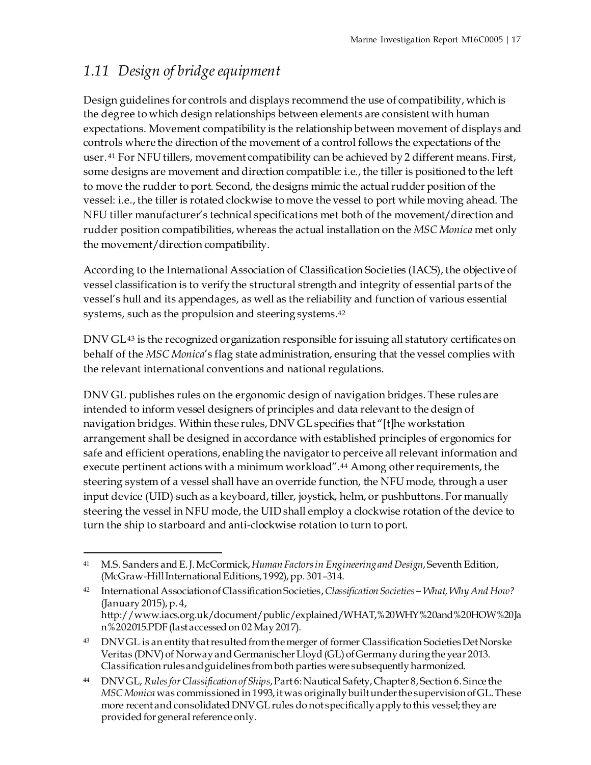## 1.11 *Design of bridge equipment*

Design guidelines for controls and displays recommend the use of compatibility, which is the degree to which design relationships between elements are consistent with human expectations. Movement compatibility is the relationship between movement of displays and controls where the direction of the movement of a control follows the expectations of the user.[41] For NFU tillers, movement compatibility can be achieved by 2 different means. First, some designs are movement and direction compatible: i.e., the tiller is positioned to the left to move the rudder to port. Second, the designs mimic the actual rudder position of the vessel: i.e., the tiller is rotated clockwise to move the vessel to port while moving ahead. The NFU tiller manufacturer's technical specifications met both of the movement/direction and rudder position compatibilities, whereas the actual installation on the *MSC Monica* met only the movement/direction compatibility.

According to the International Association of Classification Societies (IACS), the objective of vessel classification is to verify the structural strength and integrity of essential parts of the vessel's hull and its appendages, as well as the reliability and function of various essential systems, such as the propulsion and steering systems.[42]

DNV GL[43] is the recognized organization responsible for issuing all statutory certificates on behalf of the *MSC Monica*'s flag state administration, ensuring that the vessel complies with the relevant international conventions and national regulations.

DNV GL publishes rules on the ergonomic design of navigation bridges. These rules are intended to inform vessel designers of principles and data relevant to the design of navigation bridges. Within these rules, DNV GL specifies that "[t]he workstation arrangement shall be designed in accordance with established principles of ergonomics for safe and efficient operations, enabling the navigator to perceive all relevant information and execute pertinent actions with a minimum workload".[44] Among other requirements, the steering system of a vessel shall have an override function, the NFU mode, through a user input device (UID) such as a keyboard, tiller, joystick, helm, or pushbuttons. For manually steering the vessel in NFU mode, the UID shall employ a clockwise rotation of the device to turn the ship to starboard and anti-clockwise rotation to turn to port.

---

[41] M.S. Sanders and E. J. McCormick, *Human Factors in Engineering and Design*, Seventh Edition, (McGraw-Hill International Editions, 1992), pp. 301–314.

[42] International Association of Classification Societies, *Classification Societies – What, Why And How?* (January 2015), p. 4, http://www.iacs.org.uk/document/public/explained/WHAT,%20WHY%20and%20HOW%20Jan%202015.PDF (last accessed on 02 May 2017).

[43] DNV GL is an entity that resulted from the merger of former Classification Societies Det Norske Veritas (DNV) of Norway and Germanischer Lloyd (GL) of Germany during the year 2013. Classification rules and guidelines from both parties were subsequently harmonized.

[44] DNV GL, *Rules for Classification of Ships*, Part 6: Nautical Safety, Chapter 8, Section 6. Since the *MSC Monica* was commissioned in 1993, it was originally built under the supervision of GL. These more recent and consolidated DNV GL rules do not specifically apply to this vessel; they are provided for general reference only.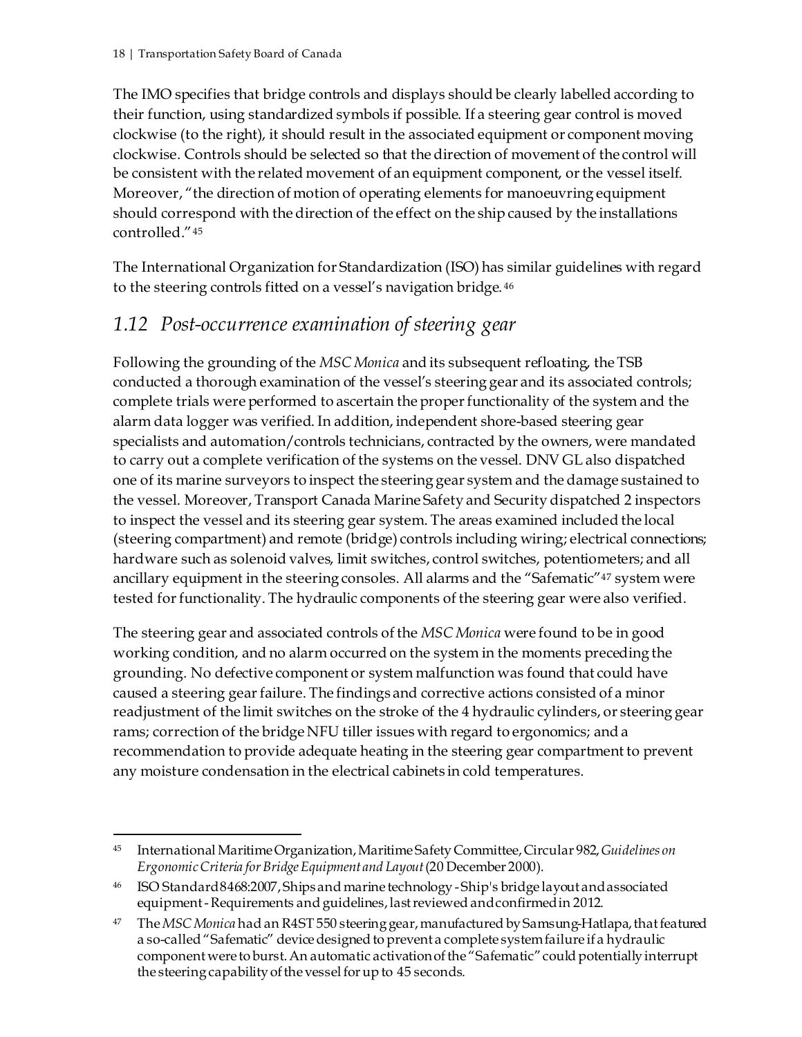The IMO specifies that bridge controls and displays should be clearly labelled according to their function, using standardized symbols if possible. If a steering gear control is moved clockwise (to the right), it should result in the associated equipment or component moving clockwise. Controls should be selected so that the direction of movement of the control will be consistent with the related movement of an equipment component, or the vessel itself. Moreover, "the direction of motion of operating elements for manoeuvring equipment should correspond with the direction of the effect on the ship caused by the installations controlled."[45]

The International Organization for Standardization (ISO) has similar guidelines with regard to the steering controls fitted on a vessel's navigation bridge.[46]

## *1.12 Post-occurrence examination of steering gear*

Following the grounding of the *MSC Monica* and its subsequent refloating, the TSB conducted a thorough examination of the vessel's steering gear and its associated controls; complete trials were performed to ascertain the proper functionality of the system and the alarm data logger was verified. In addition, independent shore-based steering gear specialists and automation/controls technicians, contracted by the owners, were mandated to carry out a complete verification of the systems on the vessel. DNV GL also dispatched one of its marine surveyors to inspect the steering gear system and the damage sustained to the vessel. Moreover, Transport Canada Marine Safety and Security dispatched 2 inspectors to inspect the vessel and its steering gear system. The areas examined included the local (steering compartment) and remote (bridge) controls including wiring; electrical connections; hardware such as solenoid valves, limit switches, control switches, potentiometers; and all ancillary equipment in the steering consoles. All alarms and the "Safematic"[47] system were tested for functionality. The hydraulic components of the steering gear were also verified.

The steering gear and associated controls of the *MSC Monica* were found to be in good working condition, and no alarm occurred on the system in the moments preceding the grounding. No defective component or system malfunction was found that could have caused a steering gear failure. The findings and corrective actions consisted of a minor readjustment of the limit switches on the stroke of the 4 hydraulic cylinders, or steering gear rams; correction of the bridge NFU tiller issues with regard to ergonomics; and a recommendation to provide adequate heating in the steering gear compartment to prevent any moisture condensation in the electrical cabinets in cold temperatures.

---

[45] International Maritime Organization, Maritime Safety Committee, Circular 982, *Guidelines on Ergonomic Criteria for Bridge Equipment and Layout* (20 December 2000).

[46] ISO Standard 8468:2007, Ships and marine technology - Ship's bridge layout and associated equipment - Requirements and guidelines, last reviewed and confirmed in 2012.

[47] The *MSC Monica* had an R4ST 550 steering gear, manufactured by Samsung-Hatlapa, that featured a so-called "Safematic" device designed to prevent a complete system failure if a hydraulic component were to burst. An automatic activation of the "Safematic" could potentially interrupt the steering capability of the vessel for up to 45 seconds.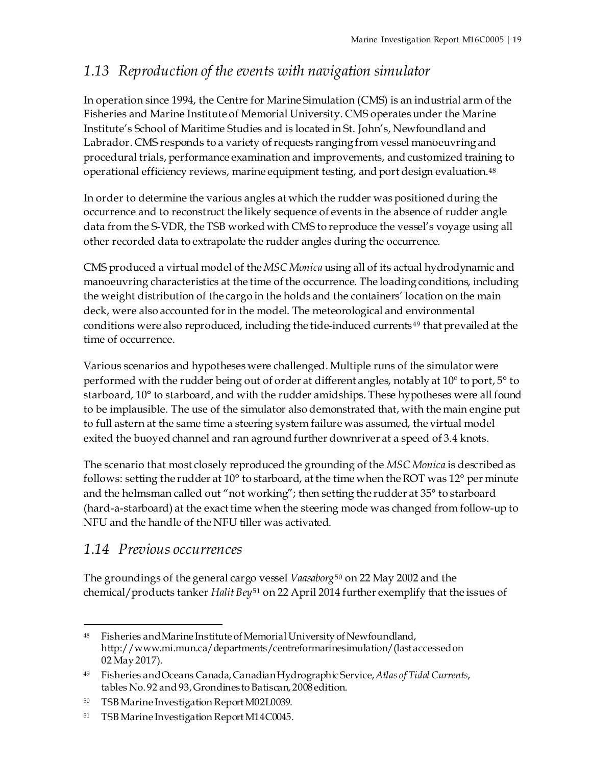## 1.13 *Reproduction of the events with navigation simulator*

In operation since 1994, the Centre for Marine Simulation (CMS) is an industrial arm of the Fisheries and Marine Institute of Memorial University. CMS operates under the Marine Institute's School of Maritime Studies and is located in St. John's, Newfoundland and Labrador. CMS responds to a variety of requests ranging from vessel manoeuvring and procedural trials, performance examination and improvements, and customized training to operational efficiency reviews, marine equipment testing, and port design evaluation.[48]

In order to determine the various angles at which the rudder was positioned during the occurrence and to reconstruct the likely sequence of events in the absence of rudder angle data from the S-VDR, the TSB worked with CMS to reproduce the vessel's voyage using all other recorded data to extrapolate the rudder angles during the occurrence.

CMS produced a virtual model of the *MSC Monica* using all of its actual hydrodynamic and manoeuvring characteristics at the time of the occurrence. The loading conditions, including the weight distribution of the cargo in the holds and the containers' location on the main deck, were also accounted for in the model. The meteorological and environmental conditions were also reproduced, including the tide-induced currents[49] that prevailed at the time of occurrence.

Various scenarios and hypotheses were challenged. Multiple runs of the simulator were performed with the rudder being out of order at different angles, notably at 10° to port, 5° to starboard, 10° to starboard, and with the rudder amidships. These hypotheses were all found to be implausible. The use of the simulator also demonstrated that, with the main engine put to full astern at the same time a steering system failure was assumed, the virtual model exited the buoyed channel and ran aground further downriver at a speed of 3.4 knots.

The scenario that most closely reproduced the grounding of the *MSC Monica* is described as follows: setting the rudder at 10° to starboard, at the time when the ROT was 12° per minute and the helmsman called out "not working"; then setting the rudder at 35° to starboard (hard-a-starboard) at the exact time when the steering mode was changed from follow-up to NFU and the handle of the NFU tiller was activated.

## 1.14 *Previous occurrences*

The groundings of the general cargo vessel *Vaasaborg*[50] on 22 May 2002 and the chemical/products tanker *Halit Bey*[51] on 22 April 2014 further exemplify that the issues of

---

[48] Fisheries and Marine Institute of Memorial University of Newfoundland, http://www.mi.mun.ca/departments/centreformarinesimulation/ (last accessed on 02 May 2017).

[49] Fisheries and Oceans Canada, Canadian Hydrographic Service, *Atlas of Tidal Currents*, tables No. 92 and 93, Grondines to Batiscan, 2008 edition.

[50] TSB Marine Investigation Report M02L0039.

[51] TSB Marine Investigation Report M14C0045.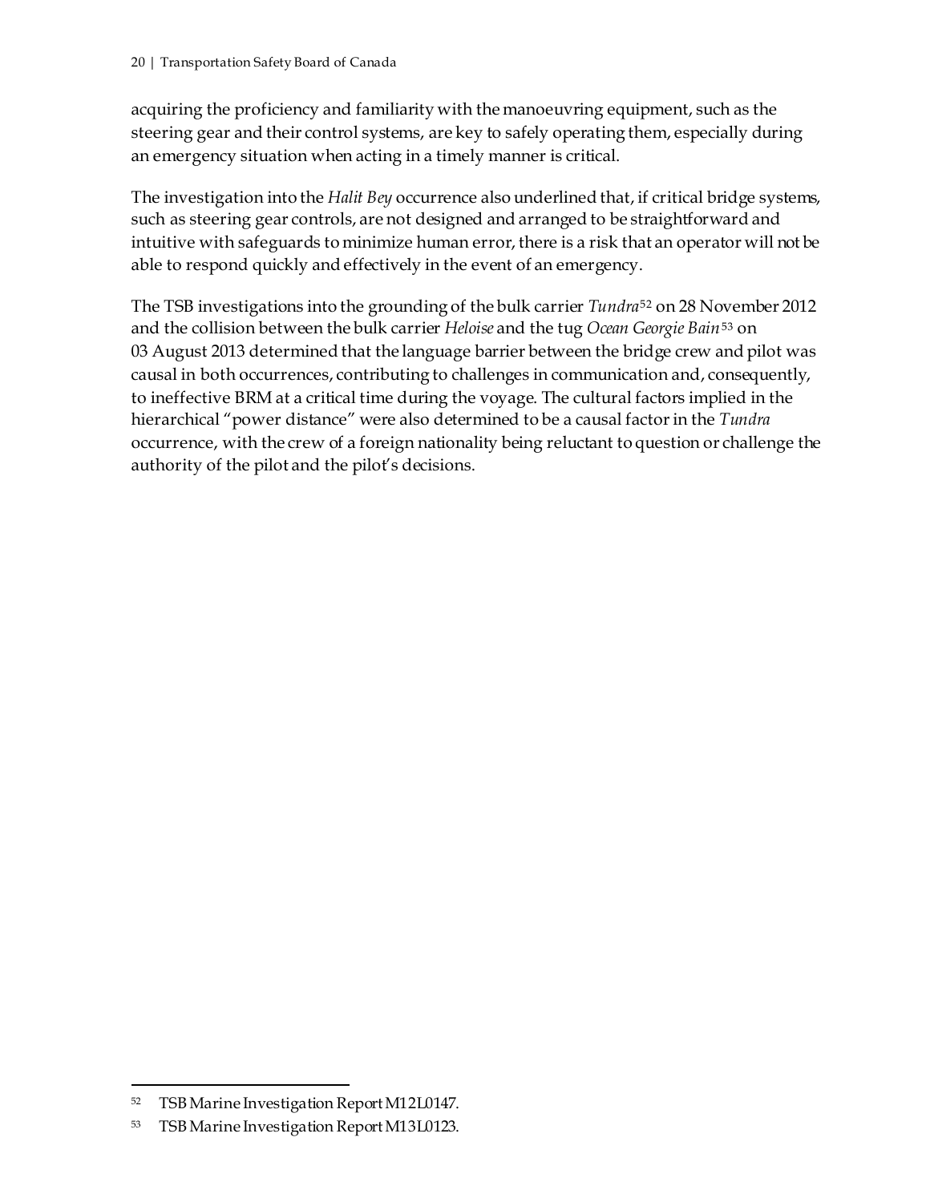acquiring the proficiency and familiarity with the manoeuvring equipment, such as the steering gear and their control systems, are key to safely operating them, especially during an emergency situation when acting in a timely manner is critical.

The investigation into the *Halit Bey* occurrence also underlined that, if critical bridge systems, such as steering gear controls, are not designed and arranged to be straightforward and intuitive with safeguards to minimize human error, there is a risk that an operator will not be able to respond quickly and effectively in the event of an emergency.

The TSB investigations into the grounding of the bulk carrier *Tundra*[52] on 28 November 2012 and the collision between the bulk carrier *Heloise* and the tug *Ocean Georgie Bain*[53] on 03 August 2013 determined that the language barrier between the bridge crew and pilot was causal in both occurrences, contributing to challenges in communication and, consequently, to ineffective BRM at a critical time during the voyage. The cultural factors implied in the hierarchical "power distance" were also determined to be a causal factor in the *Tundra* occurrence, with the crew of a foreign nationality being reluctant to question or challenge the authority of the pilot and the pilot's decisions.

---

[52] TSB Marine Investigation Report M12L0147.

[53] TSB Marine Investigation Report M13L0123.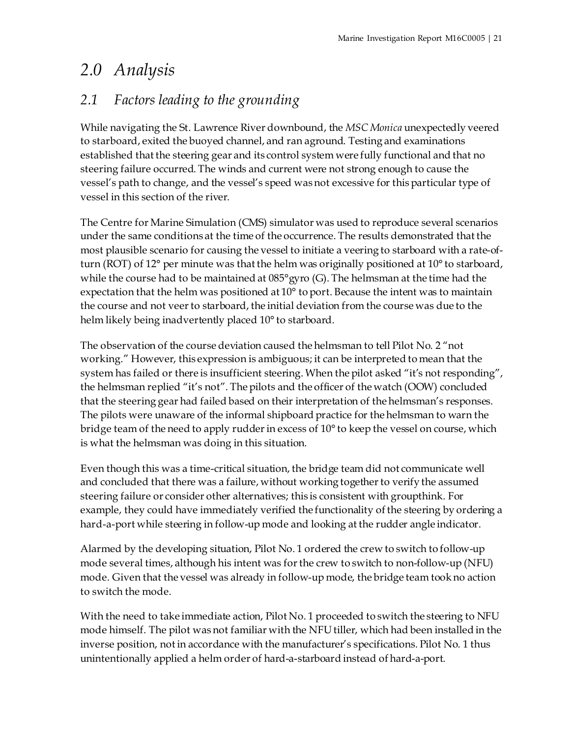# 2.0 Analysis

## 2.1 Factors leading to the grounding

While navigating the St. Lawrence River downbound, the *MSC Monica* unexpectedly veered to starboard, exited the buoyed channel, and ran aground. Testing and examinations established that the steering gear and its control system were fully functional and that no steering failure occurred. The winds and current were not strong enough to cause the vessel's path to change, and the vessel's speed was not excessive for this particular type of vessel in this section of the river.

The Centre for Marine Simulation (CMS) simulator was used to reproduce several scenarios under the same conditions at the time of the occurrence. The results demonstrated that the most plausible scenario for causing the vessel to initiate a veering to starboard with a rate-of-turn (ROT) of 12° per minute was that the helm was originally positioned at 10° to starboard, while the course had to be maintained at 085°gyro (G). The helmsman at the time had the expectation that the helm was positioned at 10° to port. Because the intent was to maintain the course and not veer to starboard, the initial deviation from the course was due to the helm likely being inadvertently placed 10° to starboard.

The observation of the course deviation caused the helmsman to tell Pilot No. 2 "not working." However, this expression is ambiguous; it can be interpreted to mean that the system has failed or there is insufficient steering. When the pilot asked "it's not responding", the helmsman replied "it's not". The pilots and the officer of the watch (OOW) concluded that the steering gear had failed based on their interpretation of the helmsman's responses. The pilots were unaware of the informal shipboard practice for the helmsman to warn the bridge team of the need to apply rudder in excess of 10° to keep the vessel on course, which is what the helmsman was doing in this situation.

Even though this was a time-critical situation, the bridge team did not communicate well and concluded that there was a failure, without working together to verify the assumed steering failure or consider other alternatives; this is consistent with groupthink. For example, they could have immediately verified the functionality of the steering by ordering a hard-a-port while steering in follow-up mode and looking at the rudder angle indicator.

Alarmed by the developing situation, Pilot No. 1 ordered the crew to switch to follow-up mode several times, although his intent was for the crew to switch to non-follow-up (NFU) mode. Given that the vessel was already in follow-up mode, the bridge team took no action to switch the mode.

With the need to take immediate action, Pilot No. 1 proceeded to switch the steering to NFU mode himself. The pilot was not familiar with the NFU tiller, which had been installed in the inverse position, not in accordance with the manufacturer's specifications. Pilot No. 1 thus unintentionally applied a helm order of hard-a-starboard instead of hard-a-port.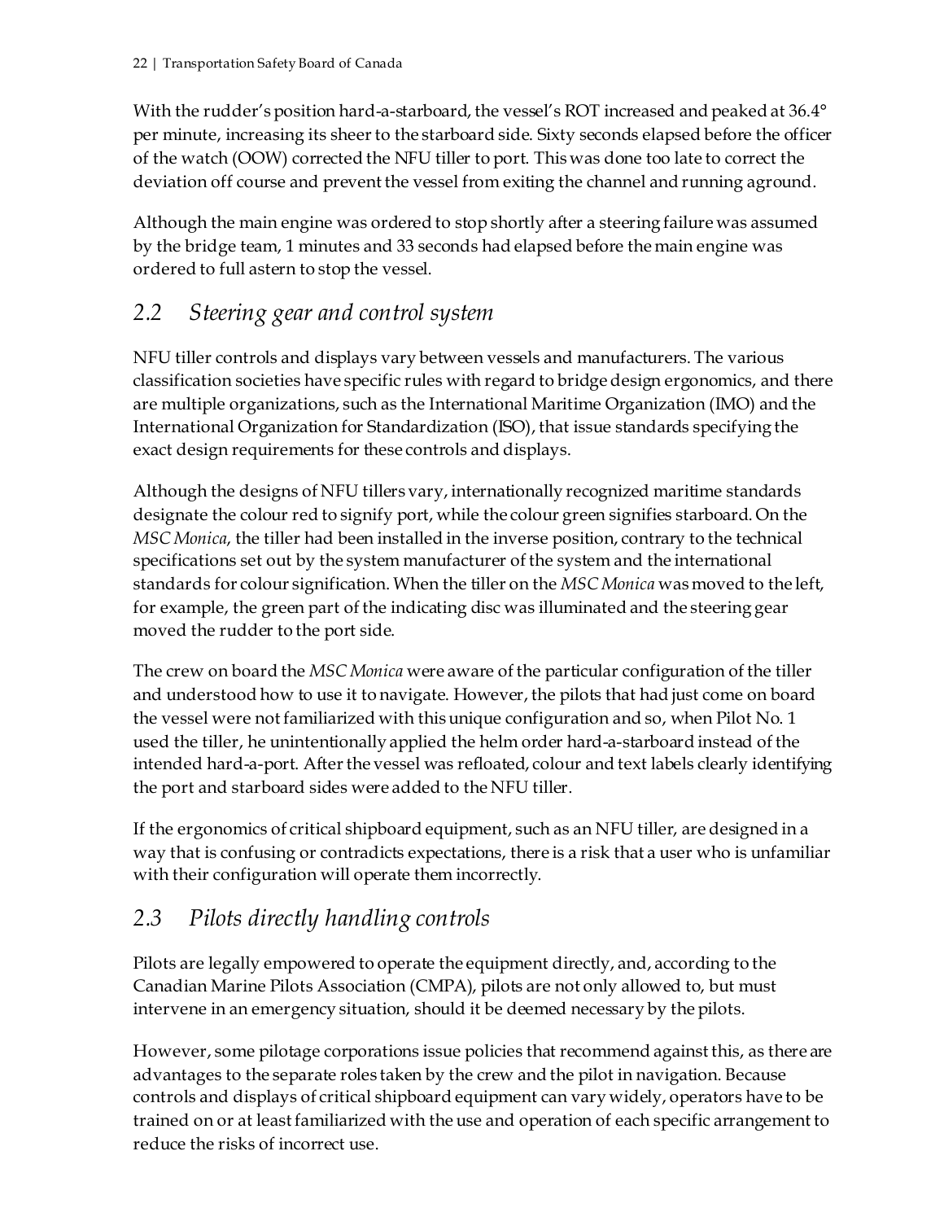With the rudder's position hard-a-starboard, the vessel's ROT increased and peaked at 36.4° per minute, increasing its sheer to the starboard side. Sixty seconds elapsed before the officer of the watch (OOW) corrected the NFU tiller to port. This was done too late to correct the deviation off course and prevent the vessel from exiting the channel and running aground.

Although the main engine was ordered to stop shortly after a steering failure was assumed by the bridge team, 1 minutes and 33 seconds had elapsed before the main engine was ordered to full astern to stop the vessel.

## *2.2 Steering gear and control system*

NFU tiller controls and displays vary between vessels and manufacturers. The various classification societies have specific rules with regard to bridge design ergonomics, and there are multiple organizations, such as the International Maritime Organization (IMO) and the International Organization for Standardization (ISO), that issue standards specifying the exact design requirements for these controls and displays.

Although the designs of NFU tillers vary, internationally recognized maritime standards designate the colour red to signify port, while the colour green signifies starboard. On the *MSC Monica*, the tiller had been installed in the inverse position, contrary to the technical specifications set out by the system manufacturer of the system and the international standards for colour signification. When the tiller on the *MSC Monica* was moved to the left, for example, the green part of the indicating disc was illuminated and the steering gear moved the rudder to the port side.

The crew on board the *MSC Monica* were aware of the particular configuration of the tiller and understood how to use it to navigate. However, the pilots that had just come on board the vessel were not familiarized with this unique configuration and so, when Pilot No. 1 used the tiller, he unintentionally applied the helm order hard-a-starboard instead of the intended hard-a-port. After the vessel was refloated, colour and text labels clearly identifying the port and starboard sides were added to the NFU tiller.

If the ergonomics of critical shipboard equipment, such as an NFU tiller, are designed in a way that is confusing or contradicts expectations, there is a risk that a user who is unfamiliar with their configuration will operate them incorrectly.

## *2.3 Pilots directly handling controls*

Pilots are legally empowered to operate the equipment directly, and, according to the Canadian Marine Pilots Association (CMPA), pilots are not only allowed to, but must intervene in an emergency situation, should it be deemed necessary by the pilots.

However, some pilotage corporations issue policies that recommend against this, as there are advantages to the separate roles taken by the crew and the pilot in navigation. Because controls and displays of critical shipboard equipment can vary widely, operators have to be trained on or at least familiarized with the use and operation of each specific arrangement to reduce the risks of incorrect use.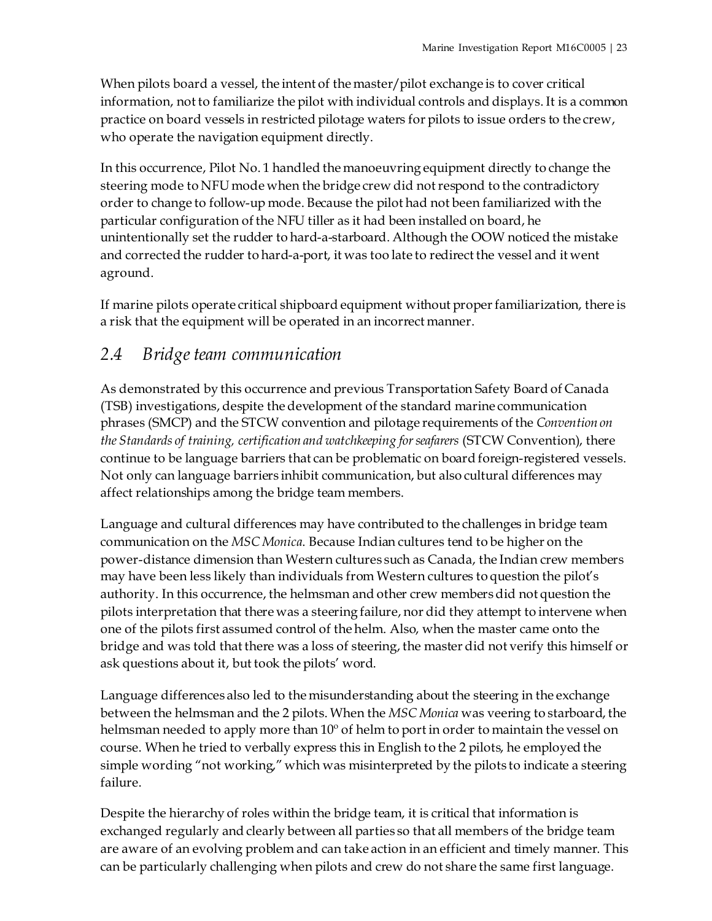When pilots board a vessel, the intent of the master/pilot exchange is to cover critical information, not to familiarize the pilot with individual controls and displays. It is a common practice on board vessels in restricted pilotage waters for pilots to issue orders to the crew, who operate the navigation equipment directly.

In this occurrence, Pilot No. 1 handled the manoeuvring equipment directly to change the steering mode to NFU mode when the bridge crew did not respond to the contradictory order to change to follow-up mode. Because the pilot had not been familiarized with the particular configuration of the NFU tiller as it had been installed on board, he unintentionally set the rudder to hard-a-starboard. Although the OOW noticed the mistake and corrected the rudder to hard-a-port, it was too late to redirect the vessel and it went aground.

If marine pilots operate critical shipboard equipment without proper familiarization, there is a risk that the equipment will be operated in an incorrect manner.

## *2.4 Bridge team communication*

As demonstrated by this occurrence and previous Transportation Safety Board of Canada (TSB) investigations, despite the development of the standard marine communication phrases (SMCP) and the STCW convention and pilotage requirements of the *Convention on the Standards of training, certification and watchkeeping for seafarers* (STCW Convention), there continue to be language barriers that can be problematic on board foreign-registered vessels. Not only can language barriers inhibit communication, but also cultural differences may affect relationships among the bridge team members.

Language and cultural differences may have contributed to the challenges in bridge team communication on the *MSC Monica*. Because Indian cultures tend to be higher on the power-distance dimension than Western cultures such as Canada, the Indian crew members may have been less likely than individuals from Western cultures to question the pilot's authority. In this occurrence, the helmsman and other crew members did not question the pilots interpretation that there was a steering failure, nor did they attempt to intervene when one of the pilots first assumed control of the helm. Also, when the master came onto the bridge and was told that there was a loss of steering, the master did not verify this himself or ask questions about it, but took the pilots' word.

Language differences also led to the misunderstanding about the steering in the exchange between the helmsman and the 2 pilots. When the *MSC Monica* was veering to starboard, the helmsman needed to apply more than 10º of helm to port in order to maintain the vessel on course. When he tried to verbally express this in English to the 2 pilots, he employed the simple wording "not working," which was misinterpreted by the pilots to indicate a steering failure.

Despite the hierarchy of roles within the bridge team, it is critical that information is exchanged regularly and clearly between all parties so that all members of the bridge team are aware of an evolving problem and can take action in an efficient and timely manner. This can be particularly challenging when pilots and crew do not share the same first language.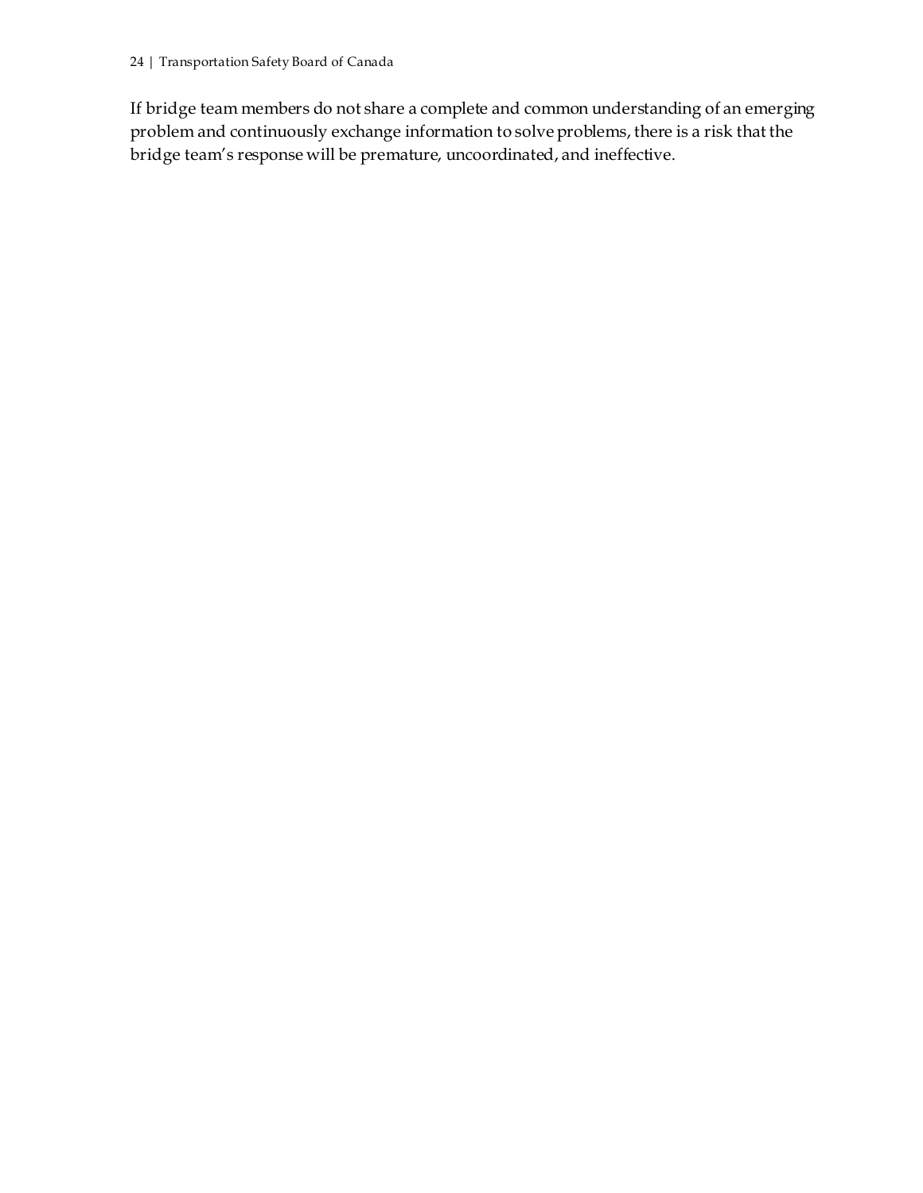If bridge team members do not share a complete and common understanding of an emerging problem and continuously exchange information to solve problems, there is a risk that the bridge team's response will be premature, uncoordinated, and ineffective.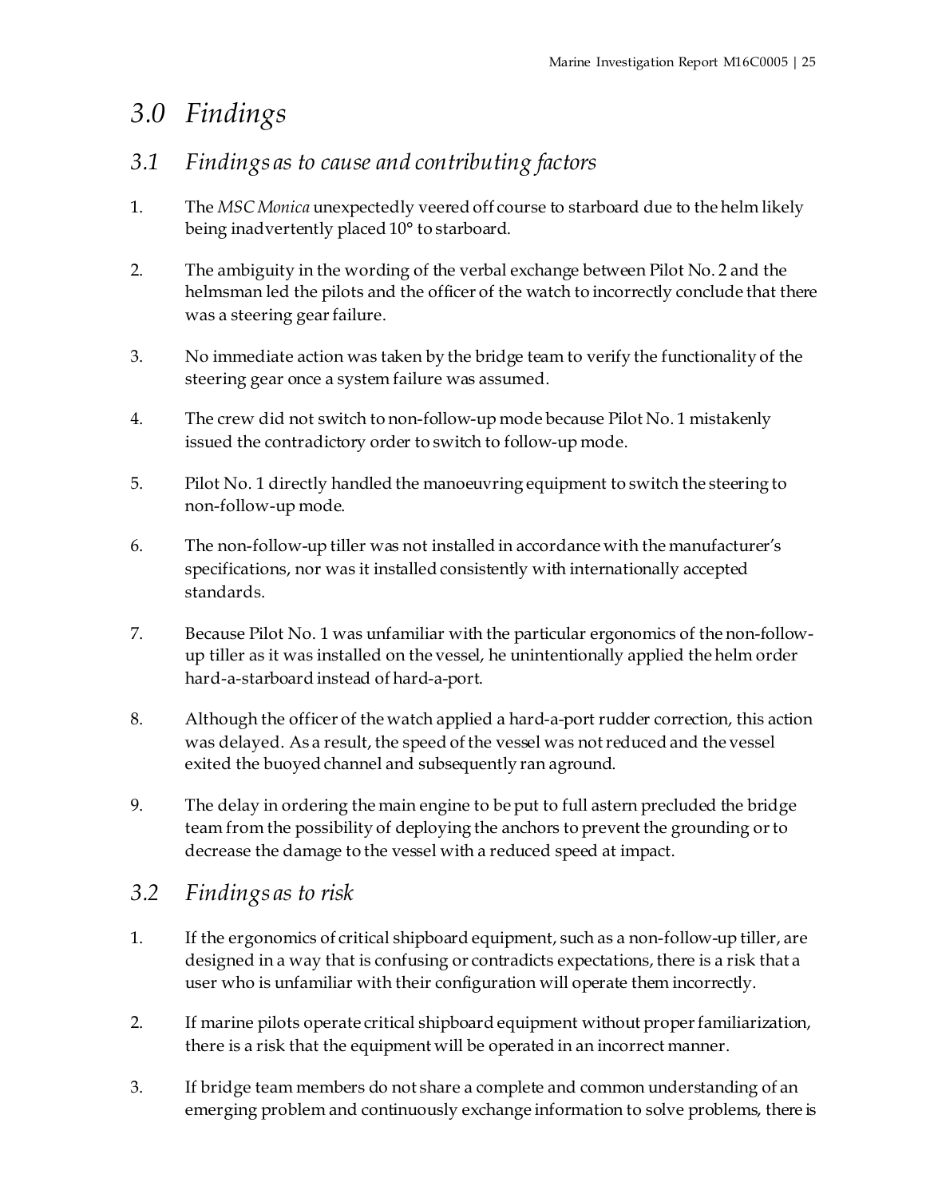# 3.0 Findings

## 3.1 Findings as to cause and contributing factors

1. The *MSC Monica* unexpectedly veered off course to starboard due to the helm likely being inadvertently placed 10° to starboard.
2. The ambiguity in the wording of the verbal exchange between Pilot No. 2 and the helmsman led the pilots and the officer of the watch to incorrectly conclude that there was a steering gear failure.
3. No immediate action was taken by the bridge team to verify the functionality of the steering gear once a system failure was assumed.
4. The crew did not switch to non-follow-up mode because Pilot No. 1 mistakenly issued the contradictory order to switch to follow-up mode.
5. Pilot No. 1 directly handled the manoeuvring equipment to switch the steering to non-follow-up mode.
6. The non-follow-up tiller was not installed in accordance with the manufacturer's specifications, nor was it installed consistently with internationally accepted standards.
7. Because Pilot No. 1 was unfamiliar with the particular ergonomics of the non-follow-up tiller as it was installed on the vessel, he unintentionally applied the helm order hard-a-starboard instead of hard-a-port.
8. Although the officer of the watch applied a hard-a-port rudder correction, this action was delayed. As a result, the speed of the vessel was not reduced and the vessel exited the buoyed channel and subsequently ran aground.
9. The delay in ordering the main engine to be put to full astern precluded the bridge team from the possibility of deploying the anchors to prevent the grounding or to decrease the damage to the vessel with a reduced speed at impact.

## 3.2 Findings as to risk

1. If the ergonomics of critical shipboard equipment, such as a non-follow-up tiller, are designed in a way that is confusing or contradicts expectations, there is a risk that a user who is unfamiliar with their configuration will operate them incorrectly.
2. If marine pilots operate critical shipboard equipment without proper familiarization, there is a risk that the equipment will be operated in an incorrect manner.
3. If bridge team members do not share a complete and common understanding of an emerging problem and continuously exchange information to solve problems, there is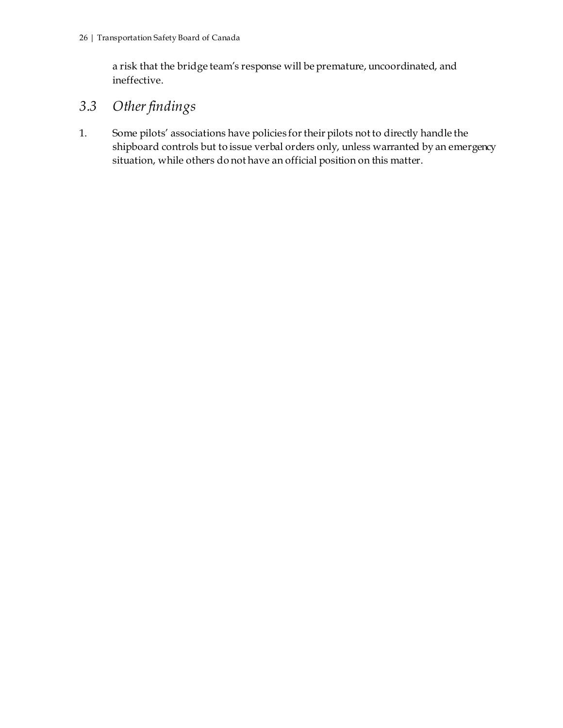a risk that the bridge team's response will be premature, uncoordinated, and ineffective.

## *3.3 Other findings*

1. Some pilots' associations have policies for their pilots not to directly handle the shipboard controls but to issue verbal orders only, unless warranted by an emergency situation, while others do not have an official position on this matter.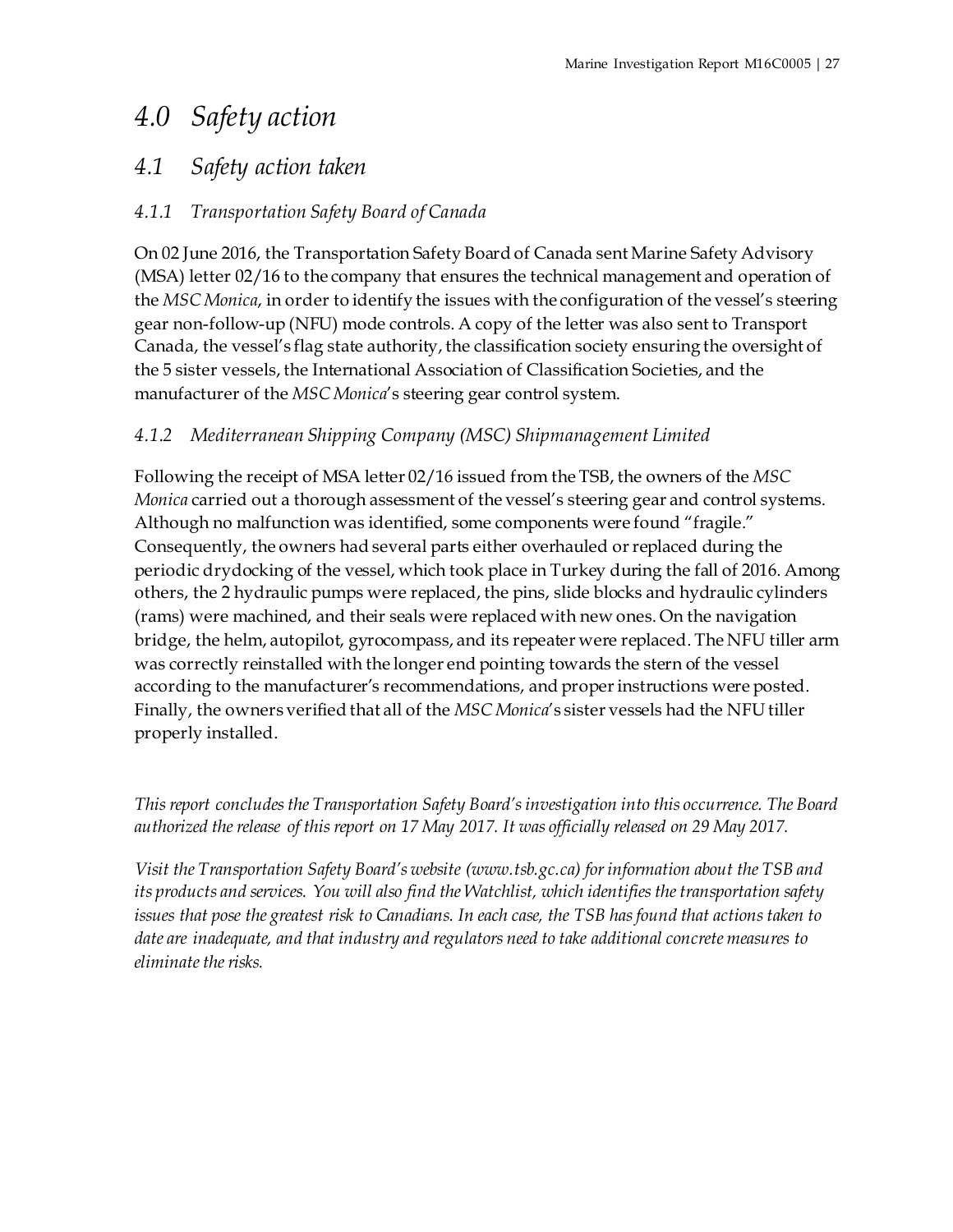# *4.0 Safety action*

## *4.1 Safety action taken*

### *4.1.1 Transportation Safety Board of Canada*

On 02 June 2016, the Transportation Safety Board of Canada sent Marine Safety Advisory (MSA) letter 02/16 to the company that ensures the technical management and operation of the *MSC Monica*, in order to identify the issues with the configuration of the vessel's steering gear non-follow-up (NFU) mode controls. A copy of the letter was also sent to Transport Canada, the vessel's flag state authority, the classification society ensuring the oversight of the 5 sister vessels, the International Association of Classification Societies, and the manufacturer of the *MSC Monica*'s steering gear control system.

### *4.1.2 Mediterranean Shipping Company (MSC) Shipmanagement Limited*

Following the receipt of MSA letter 02/16 issued from the TSB, the owners of the *MSC Monica* carried out a thorough assessment of the vessel's steering gear and control systems. Although no malfunction was identified, some components were found "fragile." Consequently, the owners had several parts either overhauled or replaced during the periodic drydocking of the vessel, which took place in Turkey during the fall of 2016. Among others, the 2 hydraulic pumps were replaced, the pins, slide blocks and hydraulic cylinders (rams) were machined, and their seals were replaced with new ones. On the navigation bridge, the helm, autopilot, gyrocompass, and its repeater were replaced. The NFU tiller arm was correctly reinstalled with the longer end pointing towards the stern of the vessel according to the manufacturer's recommendations, and proper instructions were posted. Finally, the owners verified that all of the *MSC Monica*'s sister vessels had the NFU tiller properly installed.

*This report concludes the Transportation Safety Board's investigation into this occurrence. The Board authorized the release of this report on 17 May 2017. It was officially released on 29 May 2017.*

*Visit the Transportation Safety Board's website (www.tsb.gc.ca) for information about the TSB and its products and services. You will also find the Watchlist, which identifies the transportation safety issues that pose the greatest risk to Canadians. In each case, the TSB has found that actions taken to date are inadequate, and that industry and regulators need to take additional concrete measures to eliminate the risks.*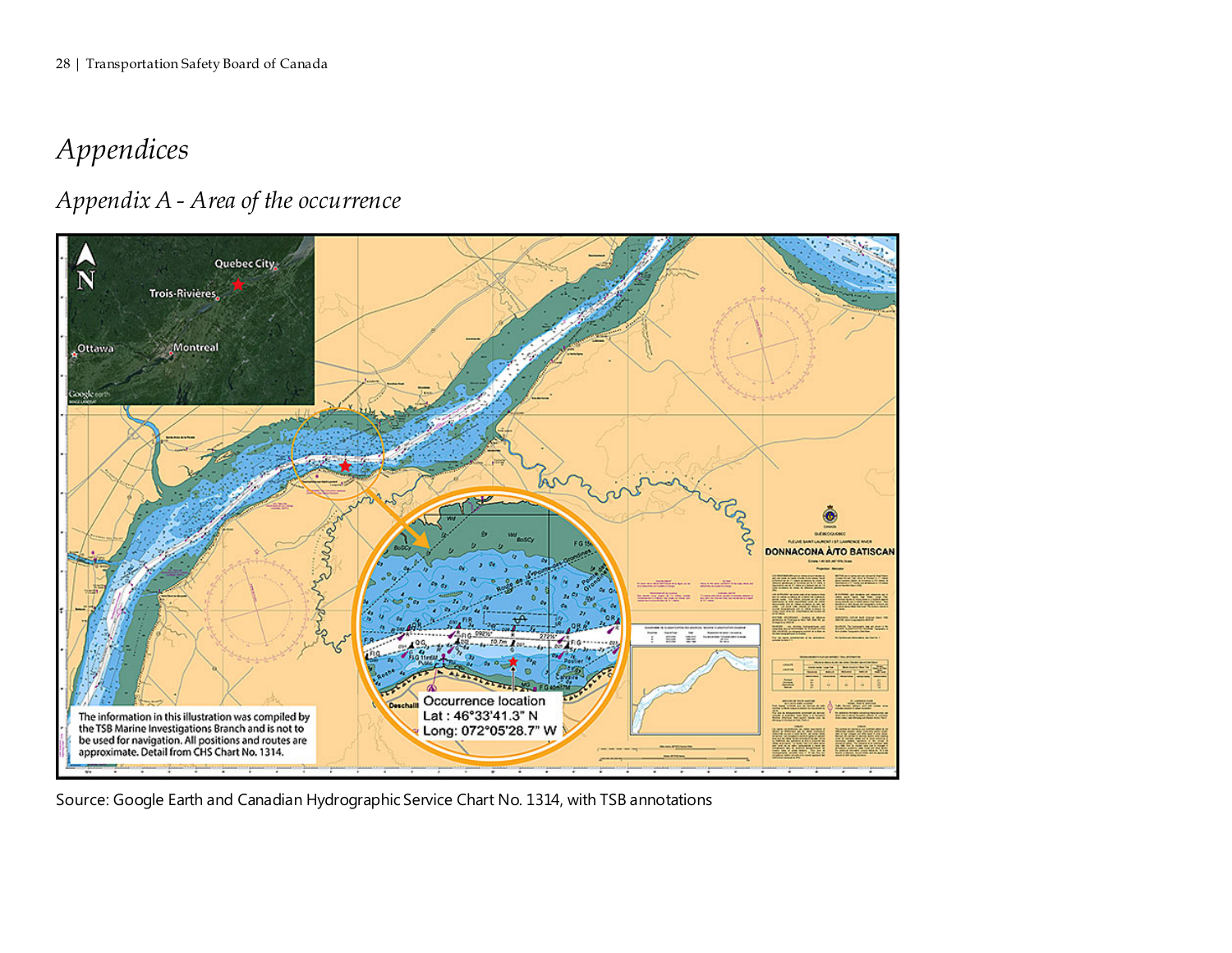# Appendices

## Appendix A - Area of the occurrence

Quebec City

Trois-Rivières

Ottawa

Montreal

Occurrence location
Lat : 46°33'41.3" N
Long: 072°05'28.7" W

DONNACONA À/TO BATISCAN

The information in this illustration was compiled by the TSB Marine Investigations Branch and is not to be used for navigation. All positions and routes are approximate. Detail from CHS Chart No. 1314.

Source: Google Earth and Canadian Hydrographic Service Chart No. 1314, with TSB annotations